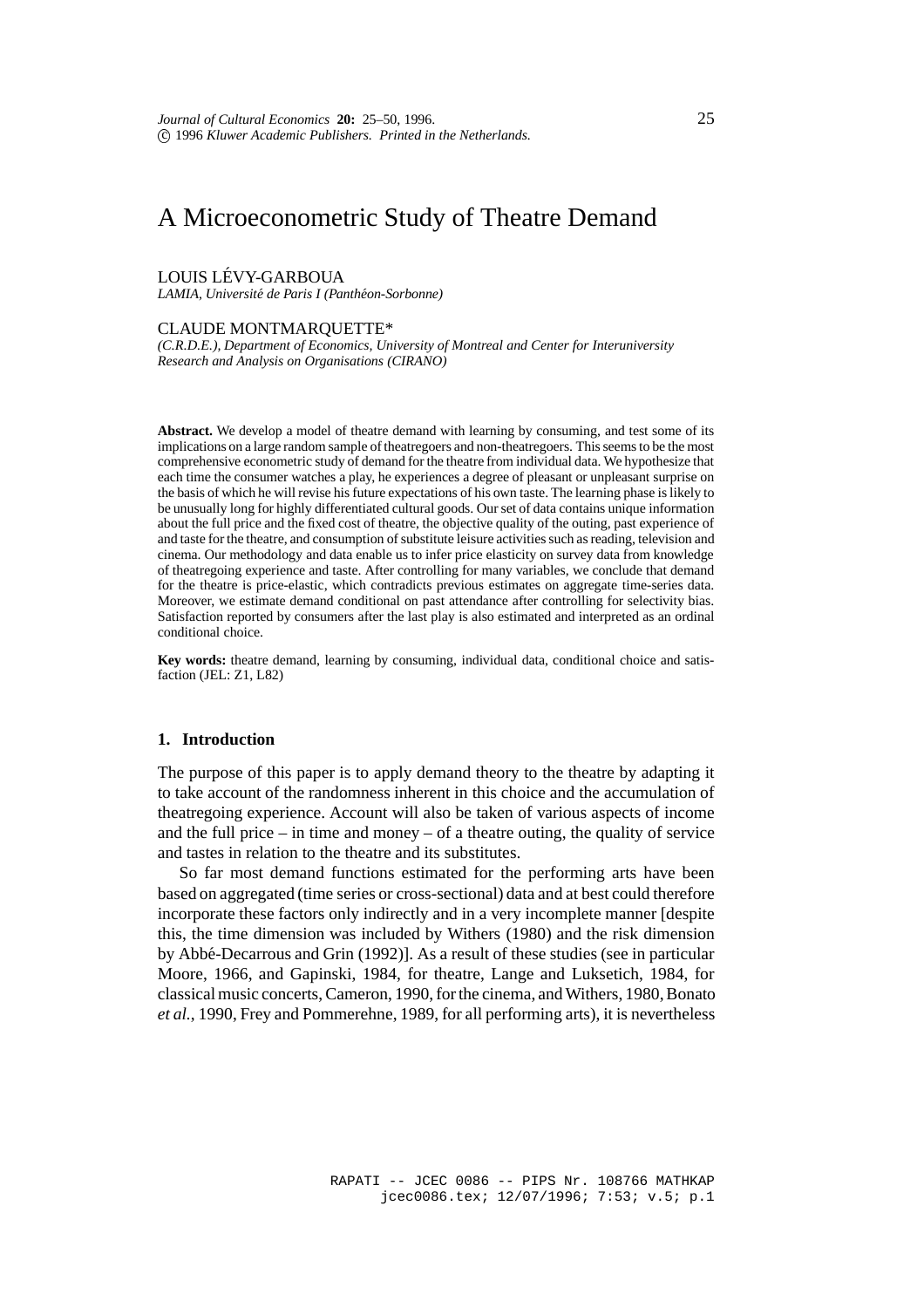# A Microeconometric Study of Theatre Demand

LOUIS LÉVY-GARBOUA

*LAMIA, Université de Paris I (Panthéon-Sorbonne)*

CLAUDE MONTMARQUETTE*

*(C.R.D.E.), Department of Economics, University of Montreal and Center for Interuniversity Research and Analysis on Organisations (CIRANO)*

**Abstract.** We develop a model of theatre demand with learning by consuming, and test some of its implications on a large random sample of theatregoers and non-theatregoers. This seems to be the most comprehensive econometric study of demand for the theatre from individual data. We hypothesize that each time the consumer watches a play, he experiences a degree of pleasant or unpleasant surprise on the basis of which he will revise his future expectations of his own taste. The learning phase is likely to be unusually long for highly differentiated cultural goods. Our set of data contains unique information about the full price and the fixed cost of theatre, the objective quality of the outing, past experience of and taste for the theatre, and consumption of substitute leisure activities such as reading, television and cinema. Our methodology and data enable us to infer price elasticity on survey data from knowledge of theatregoing experience and taste. After controlling for many variables, we conclude that demand for the theatre is price-elastic, which contradicts previous estimates on aggregate time-series data. Moreover, we estimate demand conditional on past attendance after controlling for selectivity bias. Satisfaction reported by consumers after the last play is also estimated and interpreted as an ordinal conditional choice.

**Key words:** theatre demand, learning by consuming, individual data, conditional choice and satisfaction (JEL: Z1, L82)

## 1. Introduction

The purpose of this paper is to apply demand theory to the theatre by adapting it to take account of the randomness inherent in this choice and the accumulation of theatregoing experience. Account will also be taken of various aspects of income and the full price – in time and money – of a theatre outing, the quality of service and tastes in relation to the theatre and its substitutes.

So far most demand functions estimated for the performing arts have been based on aggregated (time series or cross-sectional) data and at best could therefore incorporate these factors only indirectly and in a very incomplete manner [despite this, the time dimension was included by Withers (1980) and the risk dimension by Abbé-Decarrous and Grin (1992)]. As a result of these studies (see in particular Moore, 1966, and Gapinski, 1984, for theatre, Lange and Luksetich, 1984, for classical music concerts, Cameron, 1990, for the cinema, and Withers, 1980, Bonato *et al.*, 1990, Frey and Pommerehne, 1989, for all performing arts), it is nevertheless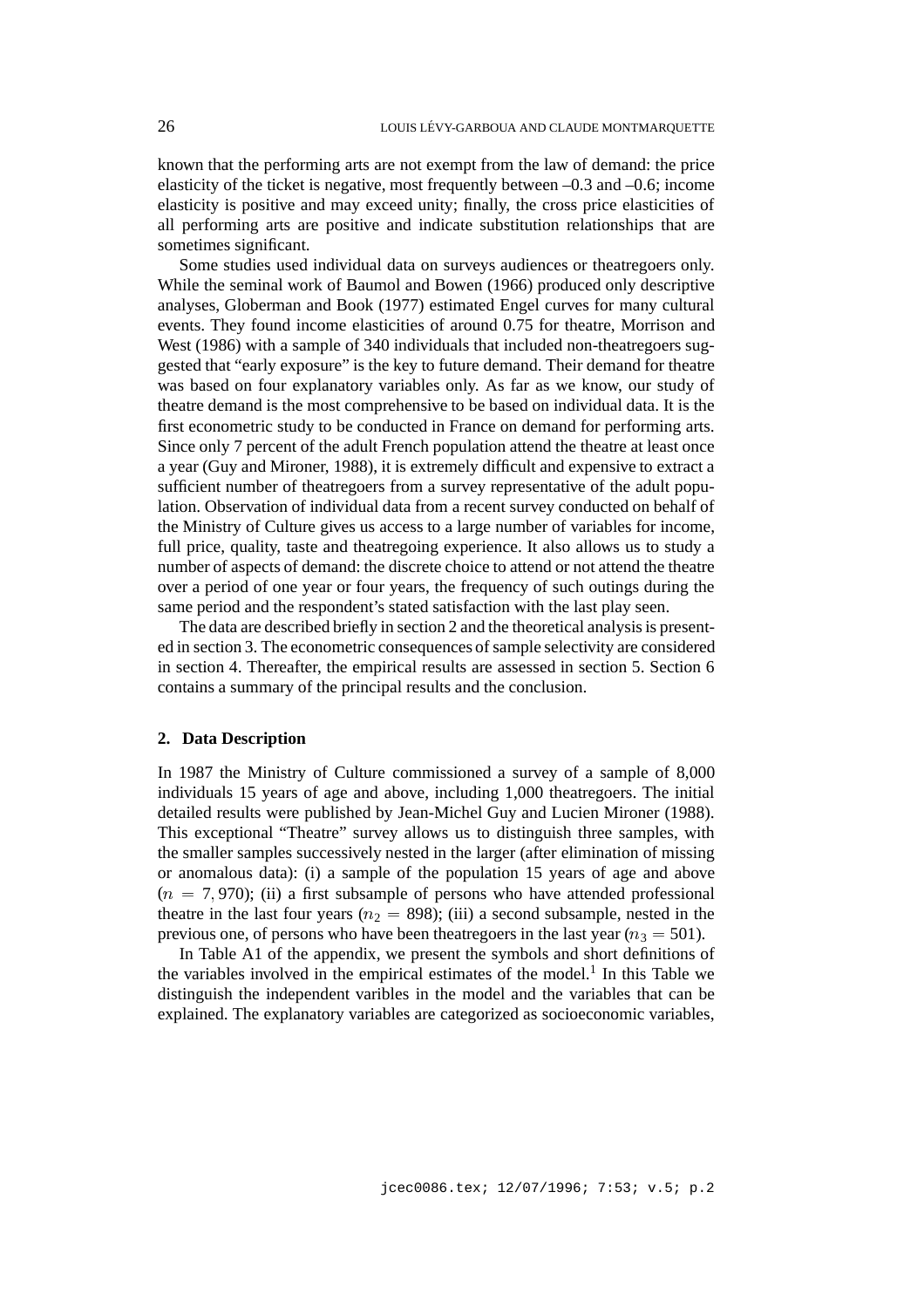known that the performing arts are not exempt from the law of demand: the price elasticity of the ticket is negative, most frequently between –0.3 and –0.6; income elasticity is positive and may exceed unity; finally, the cross price elasticities of all performing arts are positive and indicate substitution relationships that are sometimes significant.

Some studies used individual data on surveys audiences or theatregoers only. While the seminal work of Baumol and Bowen (1966) produced only descriptive analyses, Globerman and Book (1977) estimated Engel curves for many cultural events. They found income elasticities of around 0.75 for theatre, Morrison and West (1986) with a sample of 340 individuals that included non-theatregoers suggested that "early exposure" is the key to future demand. Their demand for theatre was based on four explanatory variables only. As far as we know, our study of theatre demand is the most comprehensive to be based on individual data. It is the first econometric study to be conducted in France on demand for performing arts. Since only 7 percent of the adult French population attend the theatre at least once a year (Guy and Mironer, 1988), it is extremely difficult and expensive to extract a sufficient number of theatregoers from a survey representative of the adult population. Observation of individual data from a recent survey conducted on behalf of the Ministry of Culture gives us access to a large number of variables for income, full price, quality, taste and theatregoing experience. It also allows us to study a number of aspects of demand: the discrete choice to attend or not attend the theatre over a period of one year or four years, the frequency of such outings during the same period and the respondent's stated satisfaction with the last play seen.

The data are described briefly in section 2 and the theoretical analysis is presented in section 3. The econometric consequences of sample selectivity are considered in section 4. Thereafter, the empirical results are assessed in section 5. Section 6 contains a summary of the principal results and the conclusion.

## 2. Data Description

In 1987 the Ministry of Culture commissioned a survey of a sample of 8,000 individuals 15 years of age and above, including 1,000 theatregoers. The initial detailed results were published by Jean-Michel Guy and Lucien Mironer (1988). This exceptional "Theatre" survey allows us to distinguish three samples, with the smaller samples successively nested in the larger (after elimination of missing or anomalous data): (i) a sample of the population 15 years of age and above ($n = 7,970$); (ii) a first subsample of persons who have attended professional theatre in the last four years ($n_2 = 898$); (iii) a second subsample, nested in the previous one, of persons who have been theatregoers in the last year ($n_3 = 501$).

In Table A1 of the appendix, we present the symbols and short definitions of the variables involved in the empirical estimates of the model.[1] In this Table we distinguish the independent varibles in the model and the variables that can be explained. The explanatory variables are categorized as socioeconomic variables,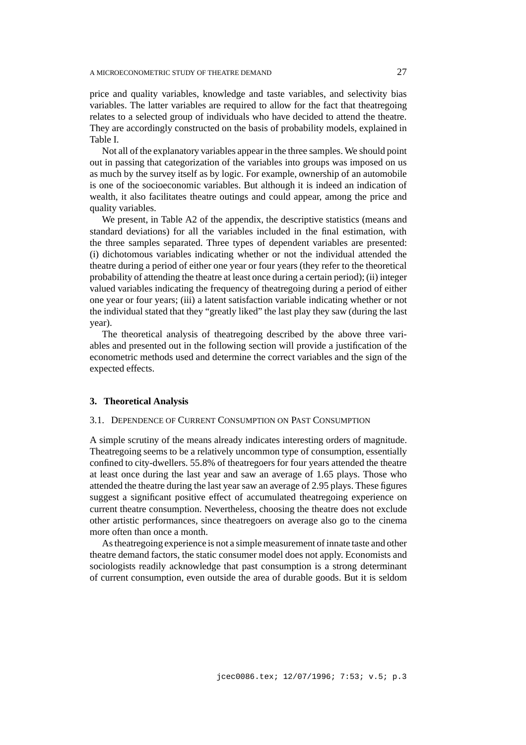price and quality variables, knowledge and taste variables, and selectivity bias variables. The latter variables are required to allow for the fact that theatregoing relates to a selected group of individuals who have decided to attend the theatre. They are accordingly constructed on the basis of probability models, explained in Table I.

Not all of the explanatory variables appear in the three samples. We should point out in passing that categorization of the variables into groups was imposed on us as much by the survey itself as by logic. For example, ownership of an automobile is one of the socioeconomic variables. But although it is indeed an indication of wealth, it also facilitates theatre outings and could appear, among the price and quality variables.

We present, in Table A2 of the appendix, the descriptive statistics (means and standard deviations) for all the variables included in the final estimation, with the three samples separated. Three types of dependent variables are presented: (i) dichotomous variables indicating whether or not the individual attended the theatre during a period of either one year or four years (they refer to the theoretical probability of attending the theatre at least once during a certain period); (ii) integer valued variables indicating the frequency of theatregoing during a period of either one year or four years; (iii) a latent satisfaction variable indicating whether or not the individual stated that they "greatly liked" the last play they saw (during the last year).

The theoretical analysis of theatregoing described by the above three variables and presented out in the following section will provide a justification of the econometric methods used and determine the correct variables and the sign of the expected effects.

## 3. Theoretical Analysis

### 3.1. Dependence of Current Consumption on Past Consumption

A simple scrutiny of the means already indicates interesting orders of magnitude. Theatregoing seems to be a relatively uncommon type of consumption, essentially confined to city-dwellers. 55.8% of theatregoers for four years attended the theatre at least once during the last year and saw an average of 1.65 plays. Those who attended the theatre during the last year saw an average of 2.95 plays. These figures suggest a significant positive effect of accumulated theatregoing experience on current theatre consumption. Nevertheless, choosing the theatre does not exclude other artistic performances, since theatregoers on average also go to the cinema more often than once a month.

As theatregoing experience is not a simple measurement of innate taste and other theatre demand factors, the static consumer model does not apply. Economists and sociologists readily acknowledge that past consumption is a strong determinant of current consumption, even outside the area of durable goods. But it is seldom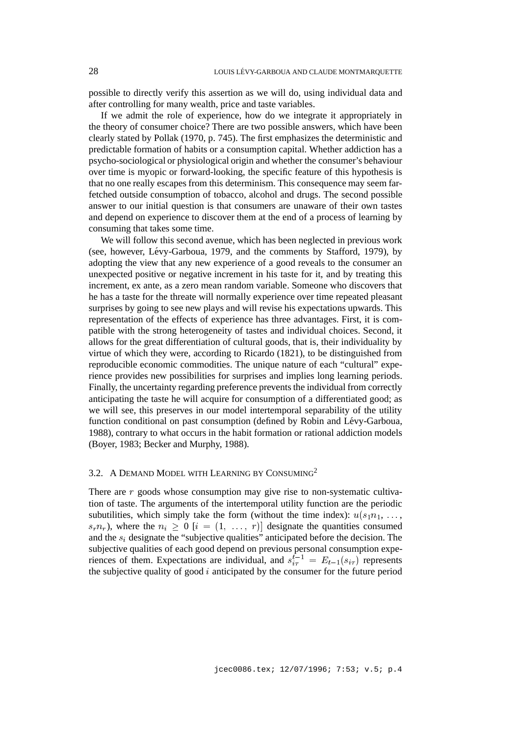possible to directly verify this assertion as we will do, using individual data and after controlling for many wealth, price and taste variables.

If we admit the role of experience, how do we integrate it appropriately in the theory of consumer choice? There are two possible answers, which have been clearly stated by Pollak (1970, p. 745). The first emphasizes the deterministic and predictable formation of habits or a consumption capital. Whether addiction has a psycho-sociological or physiological origin and whether the consumer's behaviour over time is myopic or forward-looking, the specific feature of this hypothesis is that no one really escapes from this determinism. This consequence may seem far-fetched outside consumption of tobacco, alcohol and drugs. The second possible answer to our initial question is that consumers are unaware of their own tastes and depend on experience to discover them at the end of a process of learning by consuming that takes some time.

We will follow this second avenue, which has been neglected in previous work (see, however, Lévy-Garboua, 1979, and the comments by Stafford, 1979), by adopting the view that any new experience of a good reveals to the consumer an unexpected positive or negative increment in his taste for it, and by treating this increment, ex ante, as a zero mean random variable. Someone who discovers that he has a taste for the threate will normally experience over time repeated pleasant surprises by going to see new plays and will revise his expectations upwards. This representation of the effects of experience has three advantages. First, it is compatible with the strong heterogeneity of tastes and individual choices. Second, it allows for the great differentiation of cultural goods, that is, their individuality by virtue of which they were, according to Ricardo (1821), to be distinguished from reproducible economic commodities. The unique nature of each "cultural" experience provides new possibilities for surprises and implies long learning periods. Finally, the uncertainty regarding preference prevents the individual from correctly anticipating the taste he will acquire for consumption of a differentiated good; as we will see, this preserves in our model intertemporal separability of the utility function conditional on past consumption (defined by Robin and Lévy-Garboua, 1988), contrary to what occurs in the habit formation or rational addiction models (Boyer, 1983; Becker and Murphy, 1988).

### 3.2. A Demand Model with Learning by Consuming[2]

There are $r$ goods whose consumption may give rise to non-systematic cultivation of taste. The arguments of the intertemporal utility function are the periodic subutilities, which simply take the form (without the time index): $u(s_1 n_1, \ldots, s_r n_r)$, where the $n_i \geq 0$ $[i = (1, \ldots, r)]$ designate the quantities consumed and the $s_i$ designate the "subjective qualities" anticipated before the decision. The subjective qualities of each good depend on previous personal consumption experiences of them. Expectations are individual, and $s_{i\tau}^{t-1} = E_{t-1}(s_{i\tau})$ represents the subjective quality of good $i$ anticipated by the consumer for the future period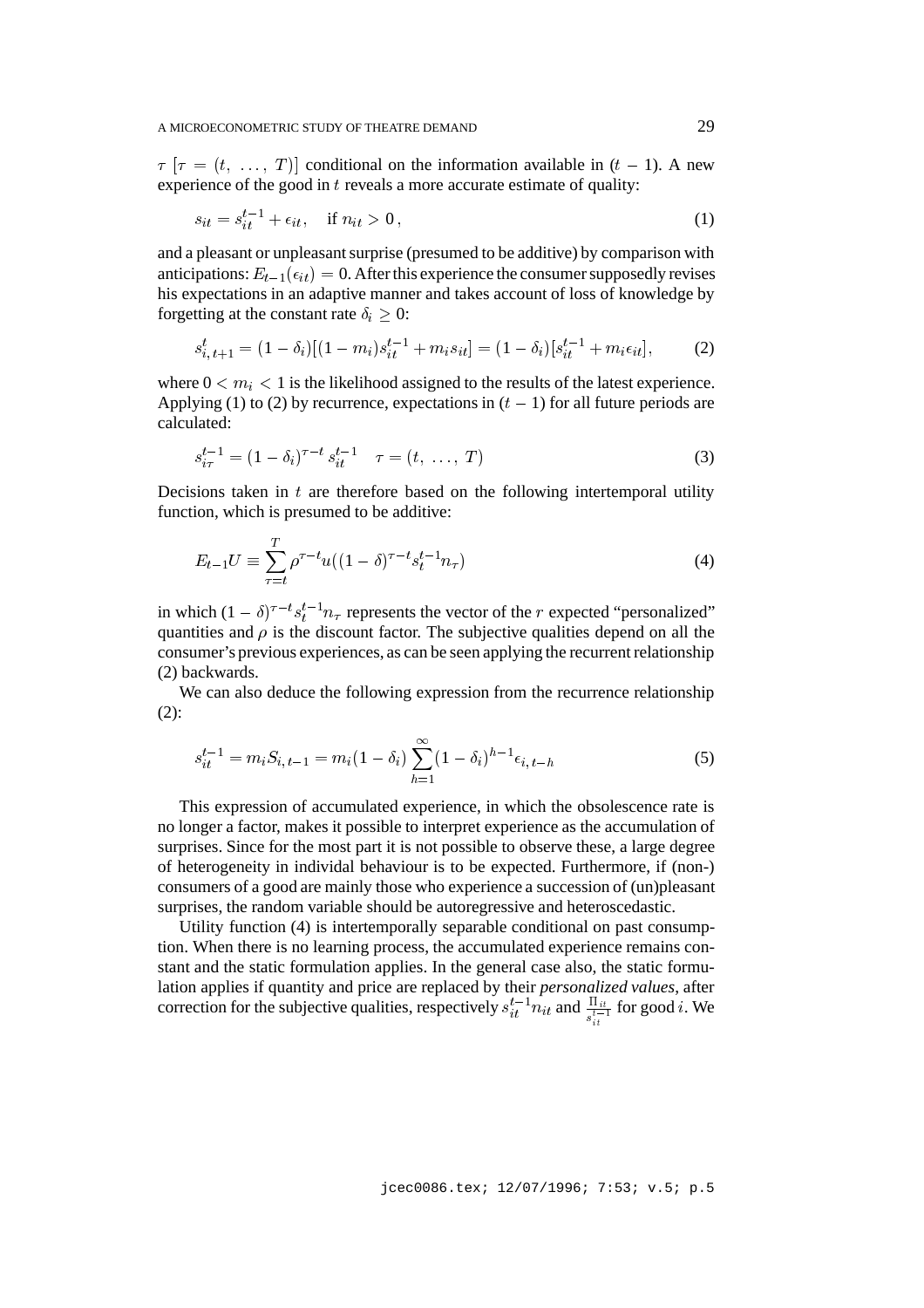$\tau$ [$\tau = (t, \ldots, T)$] conditional on the information available in $(t-1)$. A new experience of the good in $t$ reveals a more accurate estimate of quality:

$$s_{it} = s_{it}^{t-1} + \epsilon_{it}, \quad \text{if } n_{it} > 0\,, \tag{1}$$

and a pleasant or unpleasant surprise (presumed to be additive) by comparison with anticipations: $E_{t-1}(\epsilon_{it}) = 0$. After this experience the consumer supposedly revises his expectations in an adaptive manner and takes account of loss of knowledge by forgetting at the constant rate $\delta_i \geq 0$:

$$s_{i,t+1}^{t} = (1-\delta_i)[(1-m_i)s_{it}^{t-1} + m_i s_{it}] = (1-\delta_i)[s_{it}^{t-1} + m_i \epsilon_{it}], \tag{2}$$

where $0 < m_i < 1$ is the likelihood assigned to the results of the latest experience. Applying (1) to (2) by recurrence, expectations in $(t-1)$ for all future periods are calculated:

$$s_{i\tau}^{t-1} = (1-\delta_i)^{\tau - t}\, s_{it}^{t-1} \quad \tau = (t, \ldots, T) \tag{3}$$

Decisions taken in $t$ are therefore based on the following intertemporal utility function, which is presumed to be additive:

$$E_{t-1}U \equiv \sum_{\tau=t}^{T} \rho^{\tau-t} u((1-\delta)^{\tau-t} s_t^{t-1} n_\tau) \tag{4}$$

in which $(1-\delta)^{\tau-t} s_t^{t-1} n_\tau$ represents the vector of the $r$ expected "personalized" quantities and $\rho$ is the discount factor. The subjective qualities depend on all the consumer's previous experiences, as can be seen applying the recurrent relationship (2) backwards.

We can also deduce the following expression from the recurrence relationship (2):

$$s_{it}^{t-1} = m_i S_{i,t-1} = m_i(1-\delta_i) \sum_{h=1}^{\infty} (1-\delta_i)^{h-1} \epsilon_{i,t-h} \tag{5}$$

This expression of accumulated experience, in which the obsolescence rate is no longer a factor, makes it possible to interpret experience as the accumulation of surprises. Since for the most part it is not possible to observe these, a large degree of heterogeneity in individual behaviour is to be expected. Furthermore, if (non-) consumers of a good are mainly those who experience a succession of (un)pleasant surprises, the random variable should be autoregressive and heteroscedastic.

Utility function (4) is intertemporally separable conditional on past consumption. When there is no learning process, the accumulated experience remains constant and the static formulation applies. In the general case also, the static formulation applies if quantity and price are replaced by their *personalized values*, after correction for the subjective qualities, respectively $s_{it}^{t-1} n_{it}$ and $\frac{\Pi_{it}}{s_{it}^{t-1}}$ for good $i$. We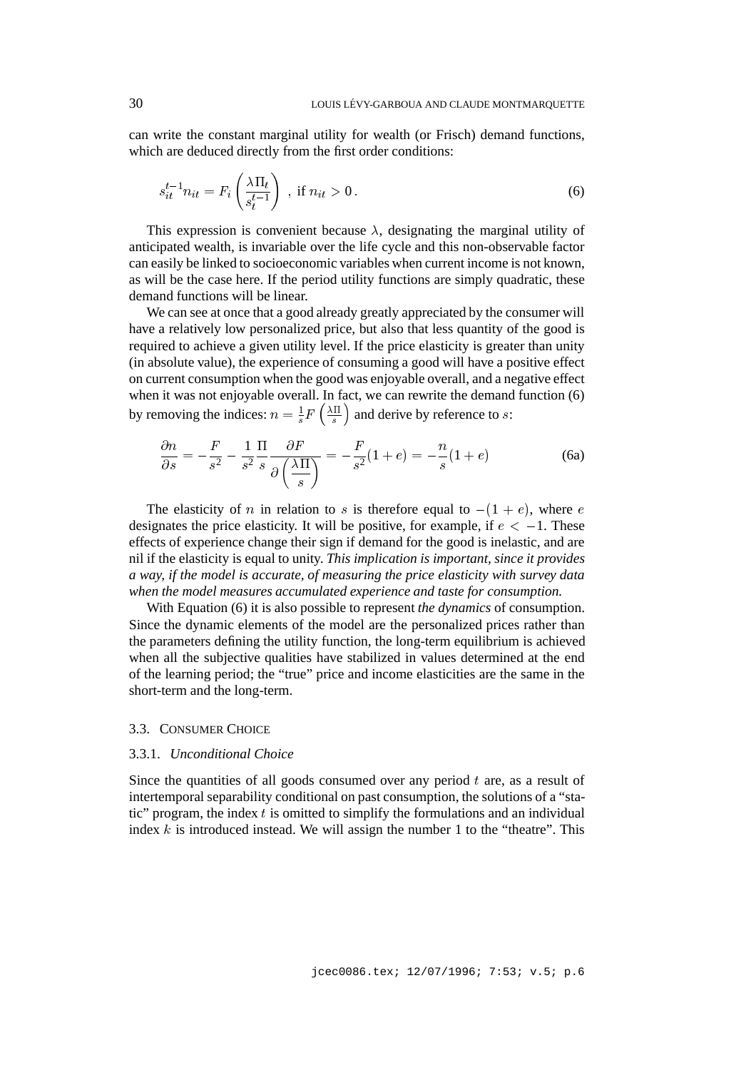can write the constant marginal utility for wealth (or Frisch) demand functions, which are deduced directly from the first order conditions:

$$s_{it}^{t-1} n_{it} = F_i \left( \frac{\lambda \Pi_t}{s_t^{t-1}} \right) \text{ , if } n_{it} > 0 \, . \tag{6}$$

This expression is convenient because $\lambda$, designating the marginal utility of anticipated wealth, is invariable over the life cycle and this non-observable factor can easily be linked to socioeconomic variables when current income is not known, as will be the case here. If the period utility functions are simply quadratic, these demand functions will be linear.

We can see at once that a good already greatly appreciated by the consumer will have a relatively low personalized price, but also that less quantity of the good is required to achieve a given utility level. If the price elasticity is greater than unity (in absolute value), the experience of consuming a good will have a positive effect on current consumption when the good was enjoyable overall, and a negative effect when it was not enjoyable overall. In fact, we can rewrite the demand function (6) by removing the indices: $n = \frac{1}{s} F \left( \frac{\lambda \Pi}{s} \right)$ and derive by reference to $s$:

$$\frac{\partial n}{\partial s} = -\frac{F}{s^2} - \frac{1}{s^2} \frac{\Pi}{s} \frac{\partial F}{\partial \left( \dfrac{\lambda \Pi}{s} \right)} = -\frac{F}{s^2}(1+e) = -\frac{n}{s}(1+e) \tag{6a}$$

The elasticity of $n$ in relation to $s$ is therefore equal to $-(1+e)$, where $e$ designates the price elasticity. It will be positive, for example, if $e < -1$. These effects of experience change their sign if demand for the good is inelastic, and are nil if the elasticity is equal to unity. *This implication is important, since it provides a way, if the model is accurate, of measuring the price elasticity with survey data when the model measures accumulated experience and taste for consumption.*

With Equation (6) it is also possible to represent *the dynamics* of consumption. Since the dynamic elements of the model are the personalized prices rather than the parameters defining the utility function, the long-term equilibrium is achieved when all the subjective qualities have stabilized in values determined at the end of the learning period; the "true" price and income elasticities are the same in the short-term and the long-term.

### 3.3. Consumer Choice

#### 3.3.1. *Unconditional Choice*

Since the quantities of all goods consumed over any period $t$ are, as a result of intertemporal separability conditional on past consumption, the solutions of a "static" program, the index $t$ is omitted to simplify the formulations and an individual index $k$ is introduced instead. We will assign the number 1 to the "theatre". This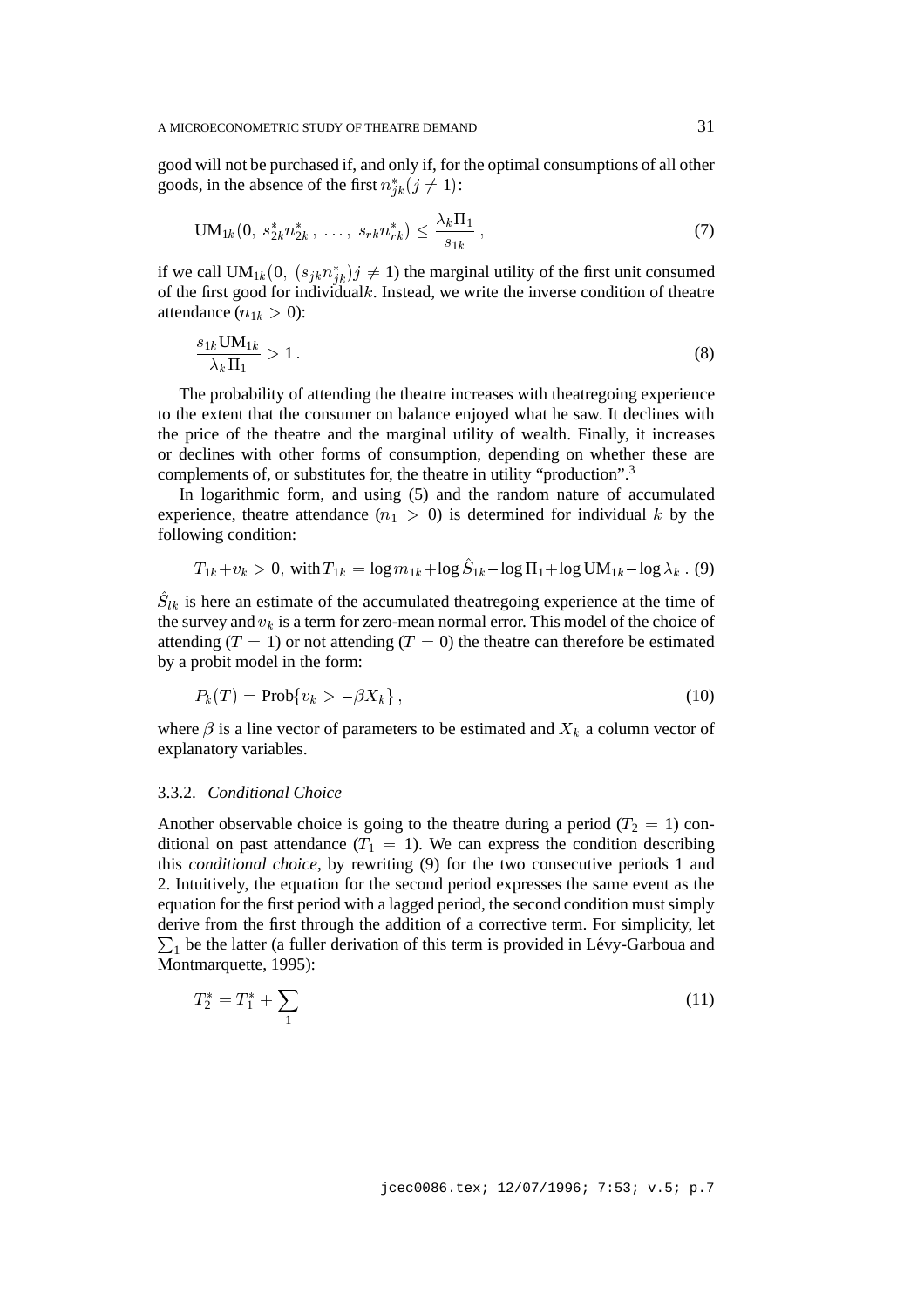good will not be purchased if, and only if, for the optimal consumptions of all other goods, in the absence of the first $n^*_{jk} (j \neq 1)$:

$$\mathrm{UM}_{1k}(0,\ s^*_{2k}n^*_{2k}\ ,\ \ldots,\ s_{rk}n^*_{rk}) \leq \frac{\lambda_k \Pi_1}{s_{1k}}\ , \tag{7}$$

if we call $\mathrm{UM}_{1k}(0,\ (s_{jk}n^*_{jk})j \neq 1)$ the marginal utility of the first unit consumed of the first good for individual$k$. Instead, we write the inverse condition of theatre attendance ($n_{1k} > 0$):

$$\frac{s_{1k}\mathrm{UM}_{1k}}{\lambda_k \Pi_1} > 1\ . \tag{8}$$

The probability of attending the theatre increases with theatregoing experience to the extent that the consumer on balance enjoyed what he saw. It declines with the price of the theatre and the marginal utility of wealth. Finally, it increases or declines with other forms of consumption, depending on whether these are complements of, or substitutes for, the theatre in utility "production".[3]

In logarithmic form, and using (5) and the random nature of accumulated experience, theatre attendance ($n_1 > 0$) is determined for individual $k$ by the following condition:

$$T_{1k} + v_k > 0,\ \text{with}\, T_{1k} = \log m_{1k} + \log \hat{S}_{1k} - \log \Pi_1 + \log \mathrm{UM}_{1k} - \log \lambda_k\ . \tag{9}$$

$\hat{S}_{lk}$ is here an estimate of the accumulated theatregoing experience at the time of the survey and $v_k$ is a term for zero-mean normal error. This model of the choice of attending ($T = 1$) or not attending ($T = 0$) the theatre can therefore be estimated by a probit model in the form:

$$P_k(T) = \mathrm{Prob}\{v_k > -\beta X_k\}\ , \tag{10}$$

where $\beta$ is a line vector of parameters to be estimated and $X_k$ a column vector of explanatory variables.

### 3.3.2. *Conditional Choice*

Another observable choice is going to the theatre during a period ($T_2 = 1$) conditional on past attendance ($T_1 = 1$). We can express the condition describing this *conditional choice*, by rewriting (9) for the two consecutive periods 1 and 2. Intuitively, the equation for the second period expresses the same event as the equation for the first period with a lagged period, the second condition must simply derive from the first through the addition of a corrective term. For simplicity, let $\sum_1$ be the latter (a fuller derivation of this term is provided in Lévy-Garboua and Montmarquette, 1995):

$$T^*_2 = T^*_1 + \sum_1 \tag{11}$$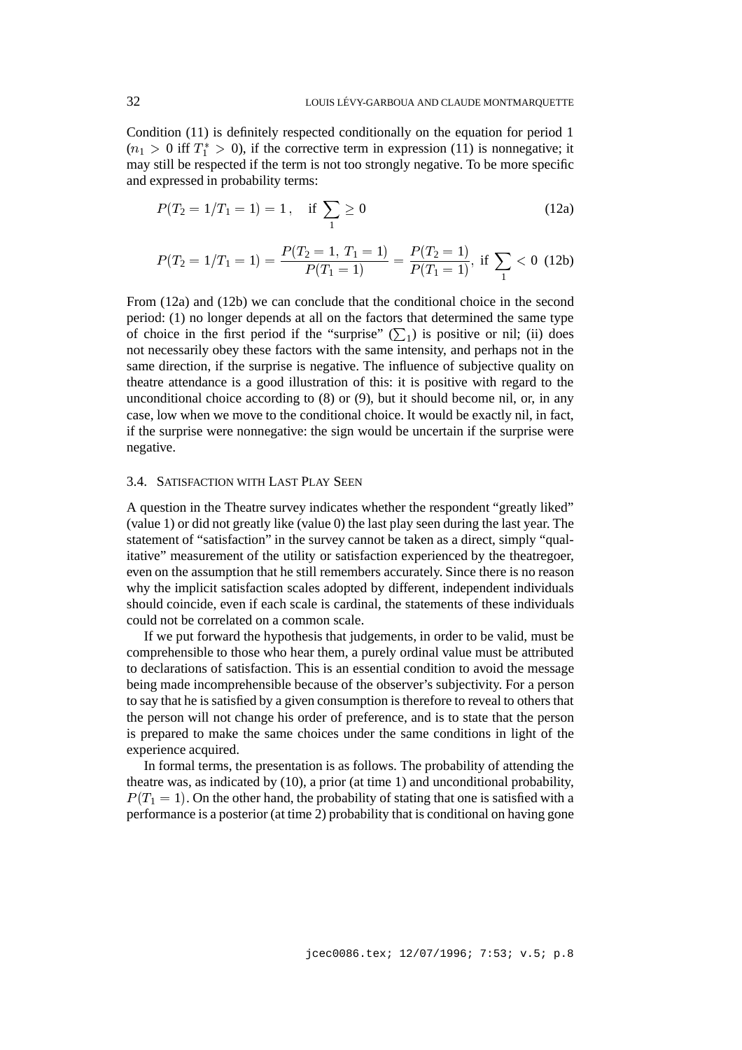Condition (11) is definitely respected conditionally on the equation for period 1 ($n_1 > 0$ iff $T_1^* > 0$), if the corrective term in expression (11) is nonnegative; it may still be respected if the term is not too strongly negative. To be more specific and expressed in probability terms:

$$P(T_2 = 1/T_1 = 1) = 1\,, \quad \text{if } \sum_1 \geq 0 \tag{12a}$$

$$P(T_2 = 1/T_1 = 1) = \frac{P(T_2 = 1,\, T_1 = 1)}{P(T_1 = 1)} = \frac{P(T_2 = 1)}{P(T_1 = 1)},\ \text{if } \sum_1 < 0 \tag{12b}$$

From (12a) and (12b) we can conclude that the conditional choice in the second period: (1) no longer depends at all on the factors that determined the same type of choice in the first period if the "surprise" ($\sum_1$) is positive or nil; (ii) does not necessarily obey these factors with the same intensity, and perhaps not in the same direction, if the surprise is negative. The influence of subjective quality on theatre attendance is a good illustration of this: it is positive with regard to the unconditional choice according to (8) or (9), but it should become nil, or, in any case, low when we move to the conditional choice. It would be exactly nil, in fact, if the surprise were nonnegative: the sign would be uncertain if the surprise were negative.

### 3.4. Satisfaction with Last Play Seen

A question in the Theatre survey indicates whether the respondent "greatly liked" (value 1) or did not greatly like (value 0) the last play seen during the last year. The statement of "satisfaction" in the survey cannot be taken as a direct, simply "qualitative" measurement of the utility or satisfaction experienced by the theatregoer, even on the assumption that he still remembers accurately. Since there is no reason why the implicit satisfaction scales adopted by different, independent individuals should coincide, even if each scale is cardinal, the statements of these individuals could not be correlated on a common scale.

If we put forward the hypothesis that judgements, in order to be valid, must be comprehensible to those who hear them, a purely ordinal value must be attributed to declarations of satisfaction. This is an essential condition to avoid the message being made incomprehensible because of the observer's subjectivity. For a person to say that he is satisfied by a given consumption is therefore to reveal to others that the person will not change his order of preference, and is to state that the person is prepared to make the same choices under the same conditions in light of the experience acquired.

In formal terms, the presentation is as follows. The probability of attending the theatre was, as indicated by (10), a prior (at time 1) and unconditional probability, $P(T_1 = 1)$. On the other hand, the probability of stating that one is satisfied with a performance is a posterior (at time 2) probability that is conditional on having gone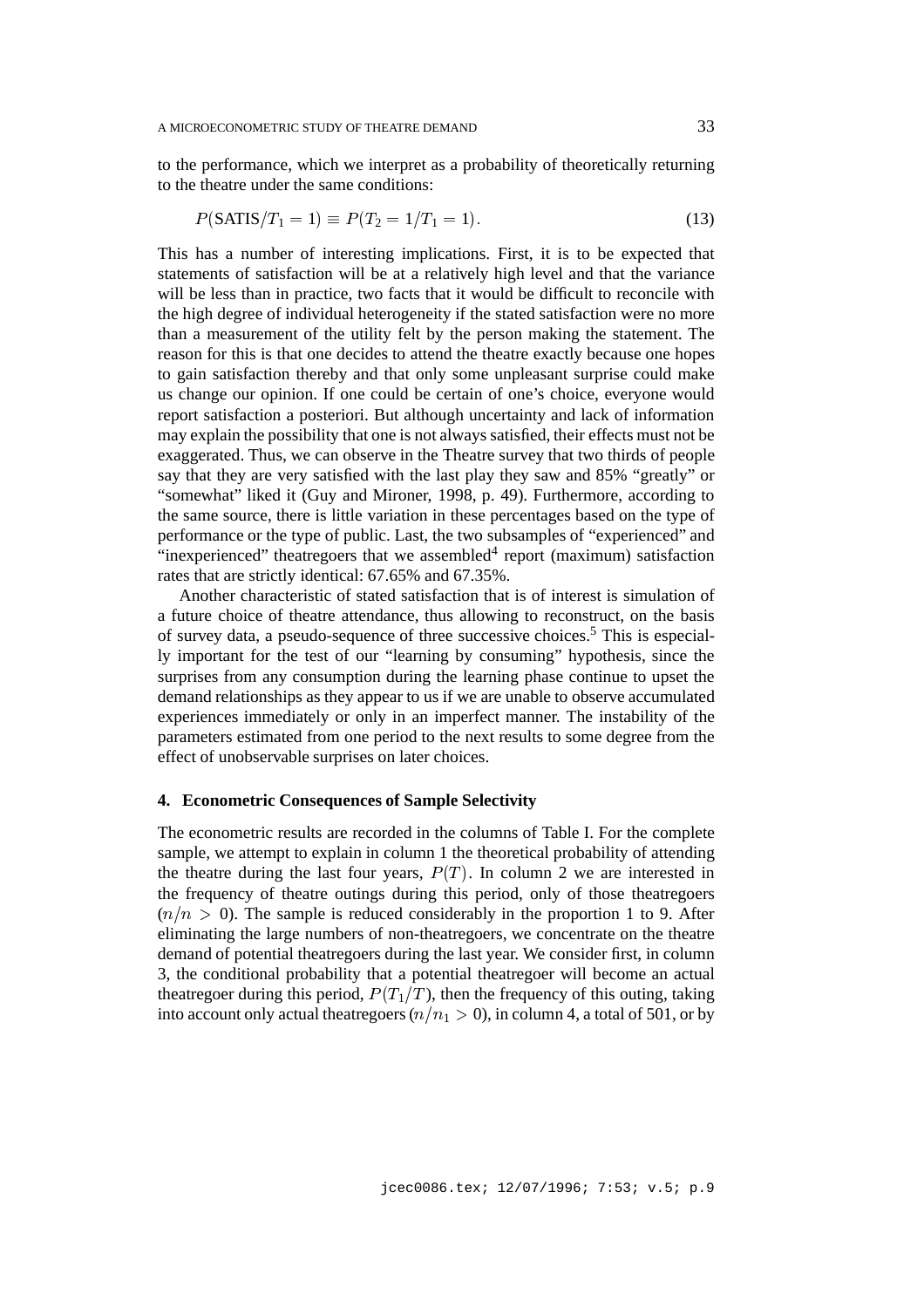to the performance, which we interpret as a probability of theoretically returning to the theatre under the same conditions:

$$P(\text{SATIS}/T_1 = 1) \equiv P(T_2 = 1/T_1 = 1). \tag{13}$$

This has a number of interesting implications. First, it is to be expected that statements of satisfaction will be at a relatively high level and that the variance will be less than in practice, two facts that it would be difficult to reconcile with the high degree of individual heterogeneity if the stated satisfaction were no more than a measurement of the utility felt by the person making the statement. The reason for this is that one decides to attend the theatre exactly because one hopes to gain satisfaction thereby and that only some unpleasant surprise could make us change our opinion. If one could be certain of one's choice, everyone would report satisfaction a posteriori. But although uncertainty and lack of information may explain the possibility that one is not always satisfied, their effects must not be exaggerated. Thus, we can observe in the Theatre survey that two thirds of people say that they are very satisfied with the last play they saw and 85% "greatly" or "somewhat" liked it (Guy and Mironer, 1998, p. 49). Furthermore, according to the same source, there is little variation in these percentages based on the type of performance or the type of public. Last, the two subsamples of "experienced" and "inexperienced" theatregoers that we assembled[4] report (maximum) satisfaction rates that are strictly identical: 67.65% and 67.35%.

Another characteristic of stated satisfaction that is of interest is simulation of a future choice of theatre attendance, thus allowing to reconstruct, on the basis of survey data, a pseudo-sequence of three successive choices.[5] This is especially important for the test of our "learning by consuming" hypothesis, since the surprises from any consumption during the learning phase continue to upset the demand relationships as they appear to us if we are unable to observe accumulated experiences immediately or only in an imperfect manner. The instability of the parameters estimated from one period to the next results to some degree from the effect of unobservable surprises on later choices.

## 4. Econometric Consequences of Sample Selectivity

The econometric results are recorded in the columns of Table I. For the complete sample, we attempt to explain in column 1 the theoretical probability of attending the theatre during the last four years, $P(T)$. In column 2 we are interested in the frequency of theatre outings during this period, only of those theatregoers ($n/n > 0$). The sample is reduced considerably in the proportion 1 to 9. After eliminating the large numbers of non-theatregoers, we concentrate on the theatre demand of potential theatregoers during the last year. We consider first, in column 3, the conditional probability that a potential theatregoer will become an actual theatregoer during this period, $P(T_1/T)$, then the frequency of this outing, taking into account only actual theatregoers ($n/n_1 > 0$), in column 4, a total of 501, or by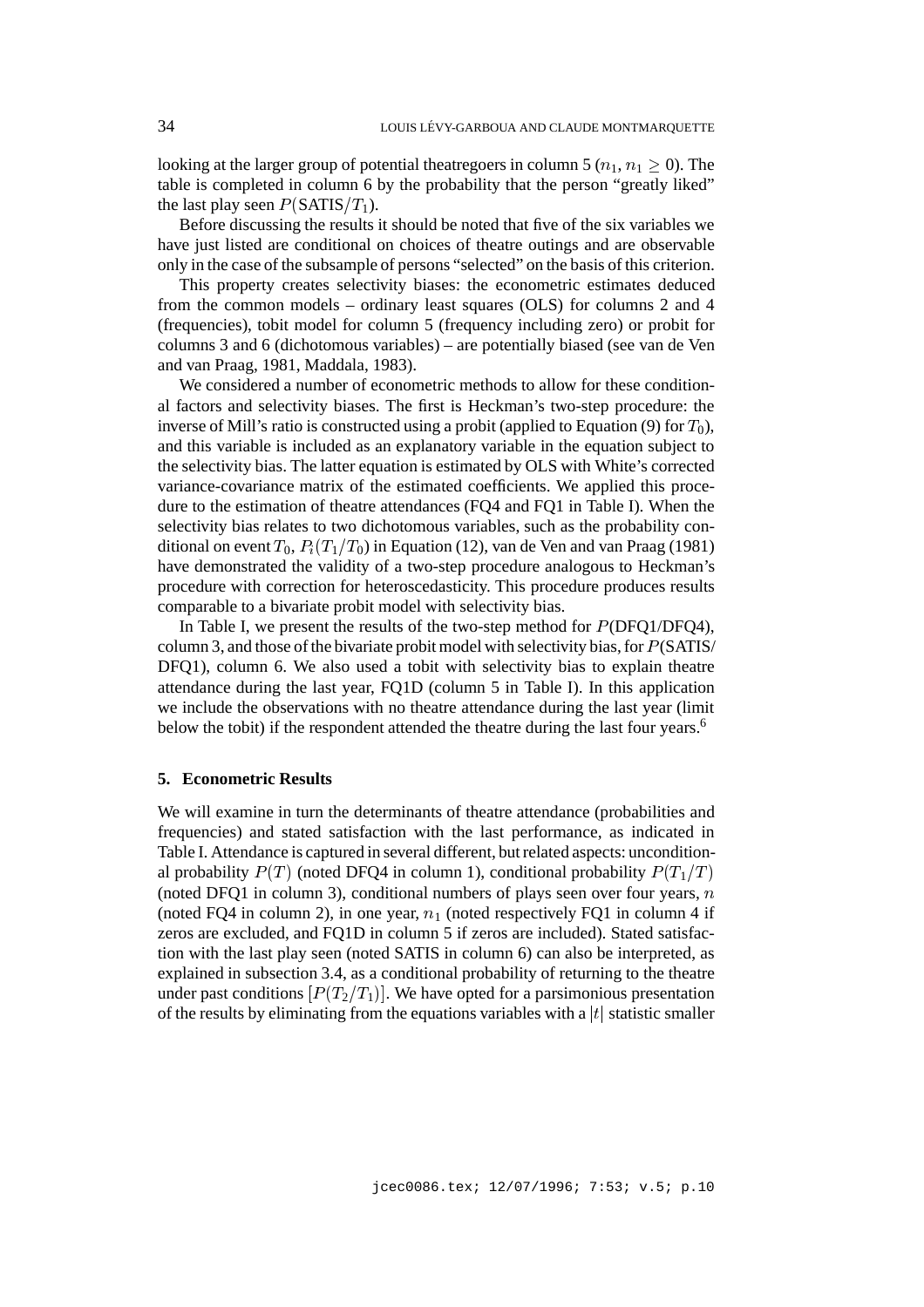looking at the larger group of potential theatregoers in column 5 ($n_1, n_1 \geq 0$). The table is completed in column 6 by the probability that the person "greatly liked" the last play seen $P(\text{SATIS}/T_1)$.

Before discussing the results it should be noted that five of the six variables we have just listed are conditional on choices of theatre outings and are observable only in the case of the subsample of persons "selected" on the basis of this criterion.

This property creates selectivity biases: the econometric estimates deduced from the common models – ordinary least squares (OLS) for columns 2 and 4 (frequencies), tobit model for column 5 (frequency including zero) or probit for columns 3 and 6 (dichotomous variables) – are potentially biased (see van de Ven and van Praag, 1981, Maddala, 1983).

We considered a number of econometric methods to allow for these conditional factors and selectivity biases. The first is Heckman's two-step procedure: the inverse of Mill's ratio is constructed using a probit (applied to Equation (9) for $T_0$), and this variable is included as an explanatory variable in the equation subject to the selectivity bias. The latter equation is estimated by OLS with White's corrected variance-covariance matrix of the estimated coefficients. We applied this procedure to the estimation of theatre attendances (FQ4 and FQ1 in Table I). When the selectivity bias relates to two dichotomous variables, such as the probability conditional on event $T_0$, $P_i(T_1/T_0)$ in Equation (12), van de Ven and van Praag (1981) have demonstrated the validity of a two-step procedure analogous to Heckman's procedure with correction for heteroscedasticity. This procedure produces results comparable to a bivariate probit model with selectivity bias.

In Table I, we present the results of the two-step method for $P$(DFQ1/DFQ4), column 3, and those of the bivariate probit model with selectivity bias, for $P$(SATIS/DFQ1), column 6. We also used a tobit with selectivity bias to explain theatre attendance during the last year, FQ1D (column 5 in Table I). In this application we include the observations with no theatre attendance during the last year (limit below the tobit) if the respondent attended the theatre during the last four years.[6]

## 5. Econometric Results

We will examine in turn the determinants of theatre attendance (probabilities and frequencies) and stated satisfaction with the last performance, as indicated in Table I. Attendance is captured in several different, but related aspects: unconditional probability $P(T)$ (noted DFQ4 in column 1), conditional probability $P(T_1/T)$ (noted DFQ1 in column 3), conditional numbers of plays seen over four years, $n$ (noted FQ4 in column 2), in one year, $n_1$ (noted respectively FQ1 in column 4 if zeros are excluded, and FQ1D in column 5 if zeros are included). Stated satisfaction with the last play seen (noted SATIS in column 6) can also be interpreted, as explained in subsection 3.4, as a conditional probability of returning to the theatre under past conditions $[P(T_2/T_1)]$. We have opted for a parsimonious presentation of the results by eliminating from the equations variables with a $|t|$ statistic smaller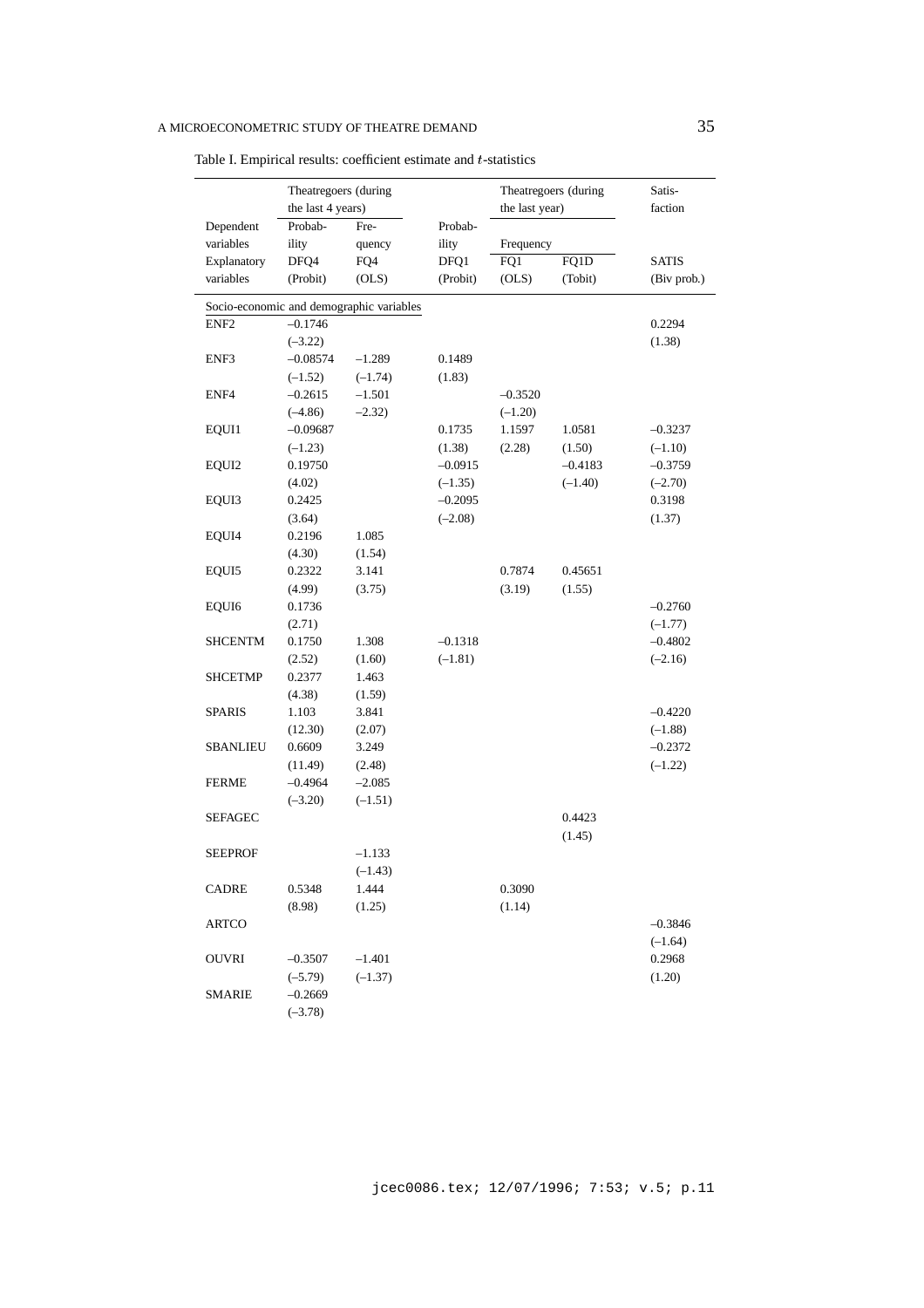Table I. Empirical results: coefficient estimate and $t$-statistics

| Dependent variables | Theatregoers (during the last 4 years) | | | Theatregoers (during the last year) | | Satisfaction |
|---|---|---|---|---|---|---|
| | Probability | Frequency | Probability | Frequency | | |
| Explanatory variables | DFQ4 (Probit) | FQ4 (OLS) | DFQ1 (Probit) | FQ1 (OLS) | FQ1D (Tobit) | SATIS (Biv prob.) |
| *Socio-economic and demographic variables* | | | | | | |
| ENF2 | –0.1746 | | | | | 0.2294 |
| | (–3.22) | | | | | (1.38) |
| ENF3 | –0.08574 | –1.289 | 0.1489 | | | |
| | (–1.52) | (–1.74) | (1.83) | | | |
| ENF4 | –0.2615 | –1.501 | | –0.3520 | | |
| | (–4.86) | (–2.32) | | (–1.20) | | |
| EQUI1 | –0.09687 | | 0.1735 | 1.1597 | 1.0581 | –0.3237 |
| | (–1.23) | | (1.38) | (2.28) | (1.50) | (–1.10) |
| EQUI2 | 0.19750 | | –0.0915 | | –0.4183 | –0.3759 |
| | (4.02) | | (–1.35) | | (–1.40) | (–2.70) |
| EQUI3 | 0.2425 | | –0.2095 | | | 0.3198 |
| | (3.64) | | (–2.08) | | | (1.37) |
| EQUI4 | 0.2196 | 1.085 | | | | |
| | (4.30) | (1.54) | | | | |
| EQUI5 | 0.2322 | 3.141 | | 0.7874 | 0.45651 | |
| | (4.99) | (3.75) | | (3.19) | (1.55) | |
| EQUI6 | 0.1736 | | | | | –0.2760 |
| | (2.71) | | | | | (–1.77) |
| SHCENTM | 0.1750 | 1.308 | –0.1318 | | | –0.4802 |
| | (2.52) | (1.60) | (–1.81) | | | (–2.16) |
| SHCETMP | 0.2377 | 1.463 | | | | |
| | (4.38) | (1.59) | | | | |
| SPARIS | 1.103 | 3.841 | | | | –0.4220 |
| | (12.30) | (2.07) | | | | (–1.88) |
| SBANLIEU | 0.6609 | 3.249 | | | | –0.2372 |
| | (11.49) | (2.48) | | | | (–1.22) |
| FERME | –0.4964 | –2.085 | | | | |
| | (–3.20) | (–1.51) | | | | |
| SEFAGEC | | | | | 0.4423 | |
| | | | | | (1.45) | |
| SEEPROF | | –1.133 | | | | |
| | | (–1.43) | | | | |
| CADRE | 0.5348 | 1.444 | | 0.3090 | | |
| | (8.98) | (1.25) | | (1.14) | | |
| ARTCO | | | | | | –0.3846 |
| | | | | | | (–1.64) |
| OUVRI | –0.3507 | –1.401 | | | | 0.2968 |
| | (–5.79) | (–1.37) | | | | (1.20) |
| SMARIE | –0.2669 | | | | | |
| | (–3.78) | | | | | |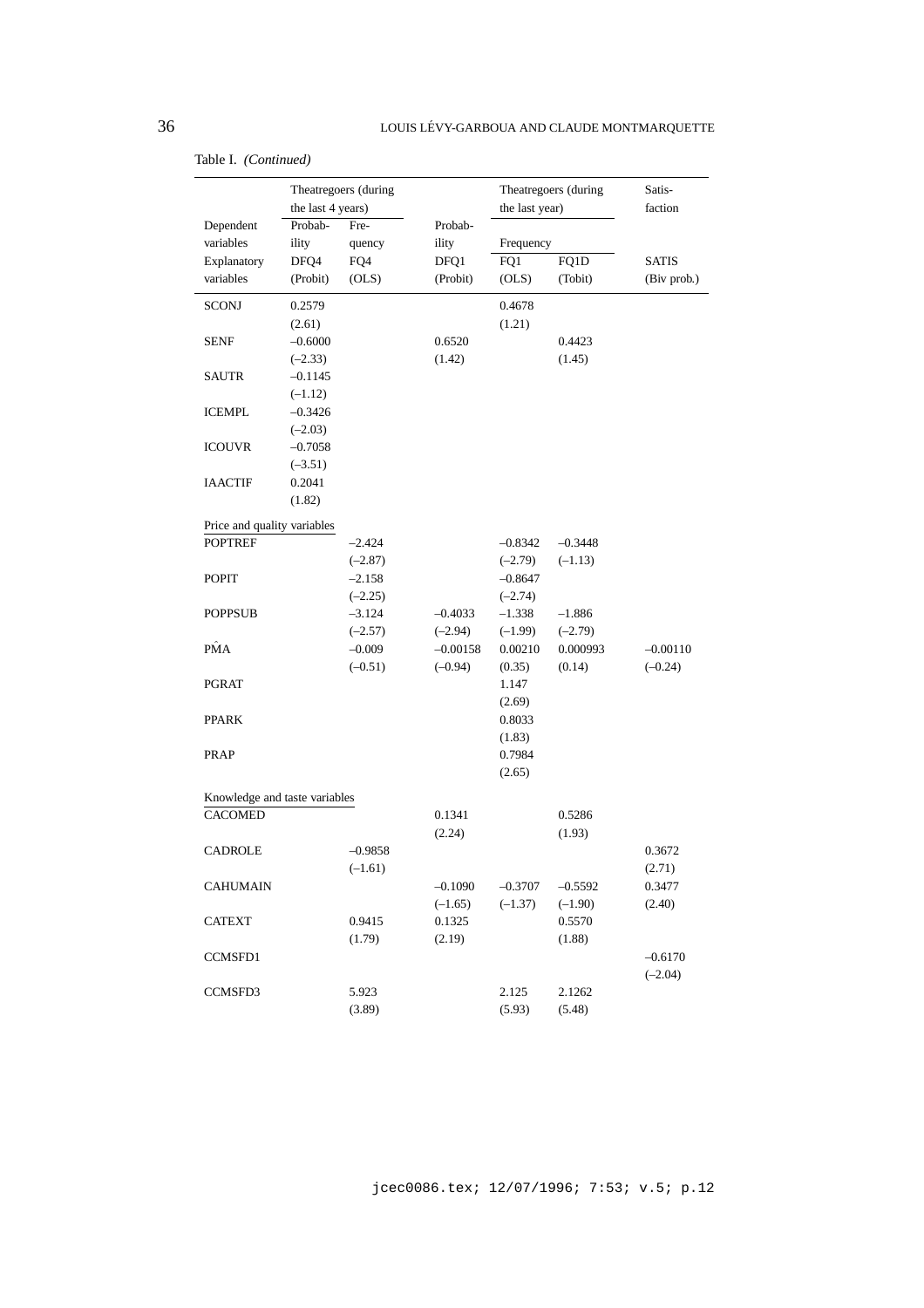Table I. *(Continued)*

| Dependent variables | Theatregoers (during the last 4 years) Probability | | Probability | Theatregoers (during the last year) Frequency | | Satisfaction |
|---|---|---|---|---|---|---|
| | | Frequency | | | | |
| Explanatory variables | DFQ4 (Probit) | FQ4 (OLS) | DFQ1 (Probit) | FQ1 (OLS) | FQ1D (Tobit) | SATIS (Biv prob.) |
| SCONJ | 0.2579 | | | 0.4678 | | |
| | (2.61) | | | (1.21) | | |
| SENF | –0.6000 | | 0.6520 | | 0.4423 | |
| | (–2.33) | | (1.42) | | (1.45) | |
| SAUTR | –0.1145 | | | | | |
| | (–1.12) | | | | | |
| ICEMPL | –0.3426 | | | | | |
| | (–2.03) | | | | | |
| ICOUVR | –0.7058 | | | | | |
| | (–3.51) | | | | | |
| IAACTIF | 0.2041 | | | | | |
| | (1.82) | | | | | |
| *Price and quality variables* | | | | | | |
| POPTREF | | –2.424 | | –0.8342 | –0.3448 | |
| | | (–2.87) | | (–2.79) | (–1.13) | |
| POPIT | | –2.158 | | –0.8647 | | |
| | | (–2.25) | | (–2.74) | | |
| POPPSUB | | –3.124 | –0.4033 | –1.338 | –1.886 | |
| | | (–2.57) | (–2.94) | (–1.99) | (–2.79) | |
| $\hat{PMA}$ | | –0.009 | –0.00158 | 0.00210 | 0.000993 | –0.00110 |
| | | (–0.51) | (–0.94) | (0.35) | (0.14) | (–0.24) |
| PGRAT | | | | 1.147 | | |
| | | | | (2.69) | | |
| PPARK | | | | 0.8033 | | |
| | | | | (1.83) | | |
| PRAP | | | | 0.7984 | | |
| | | | | (2.65) | | |
| *Knowledge and taste variables* | | | | | | |
| CACOMED | | | 0.1341 | | 0.5286 | |
| | | | (2.24) | | (1.93) | |
| CADROLE | | –0.9858 | | | | 0.3672 |
| | | (–1.61) | | | | (2.71) |
| CAHUMAIN | | | –0.1090 | –0.3707 | –0.5592 | 0.3477 |
| | | | (–1.65) | (–1.37) | (–1.90) | (2.40) |
| CATEXT | | 0.9415 | 0.1325 | | 0.5570 | |
| | | (1.79) | (2.19) | | (1.88) | |
| CCMSFD1 | | | | | | –0.6170 |
| | | | | | | (–2.04) |
| CCMSFD3 | | 5.923 | | 2.125 | 2.1262 | |
| | | (3.89) | | (5.93) | (5.48) | |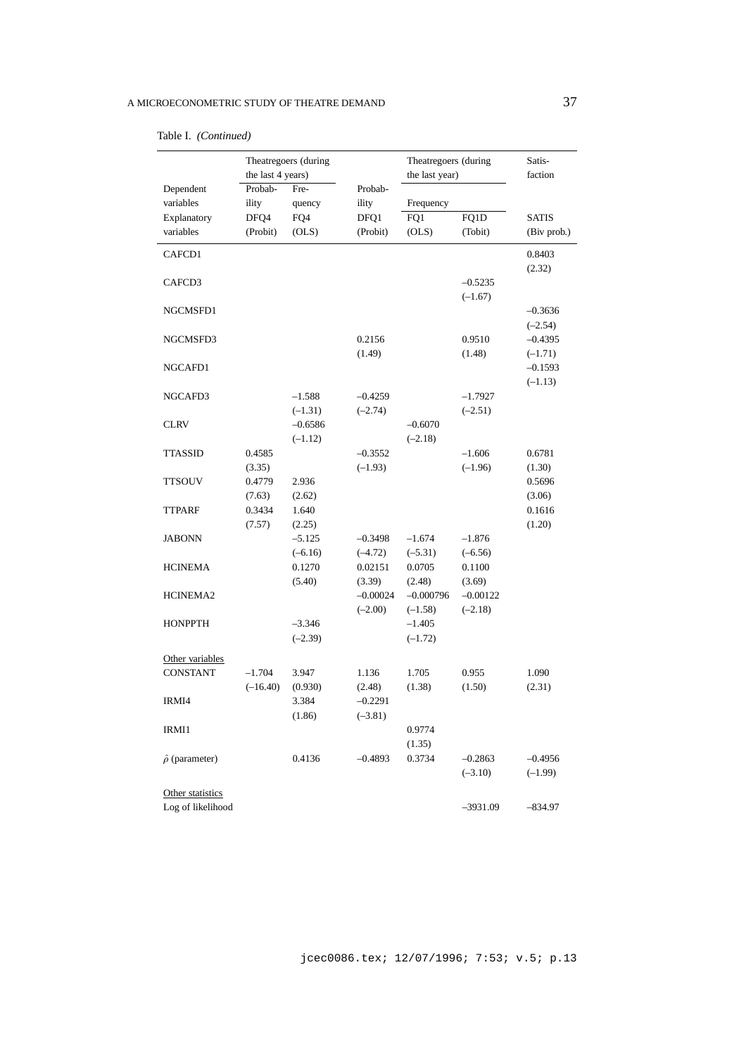Table I. *(Continued)*

| | Theatregoers (during the last 4 years) | | | Theatregoers (during the last year) | | Satis-faction |
|---|---|---|---|---|---|---|
| Dependent variables | Probab-ility | Fre-quency | Probab-ility | Frequency | | |
| Explanatory variables | DFQ4 (Probit) | FQ4 (OLS) | DFQ1 (Probit) | FQ1 (OLS) | FQ1D (Tobit) | SATIS (Biv prob.) |
| CAFCD1 | | | | | | 0.8403 (2.32) |
| CAFCD3 | | | | | –0.5235 (–1.67) | |
| NGCMSFD1 | | | | | | –0.3636 (–2.54) |
| NGCMSFD3 | | | 0.2156 (1.49) | | 0.9510 (1.48) | –0.4395 (–1.71) |
| NGCAFD1 | | | | | | –0.1593 (–1.13) |
| NGCAFD3 | | –1.588 (–1.31) | –0.4259 (–2.74) | | –1.7927 (–2.51) | |
| CLRV | | –0.6586 (–1.12) | | –0.6070 (–2.18) | | |
| TTASSID | 0.4585 (3.35) | | –0.3552 (–1.93) | | –1.606 (–1.96) | 0.6781 (1.30) |
| TTSOUV | 0.4779 (7.63) | 2.936 (2.62) | | | | 0.5696 (3.06) |
| TTPARF | 0.3434 (7.57) | 1.640 (2.25) | | | | 0.1616 (1.20) |
| JABONN | | –5.125 (–6.16) | –0.3498 (–4.72) | –1.674 (–5.31) | –1.876 (–6.56) | |
| HCINEMA | | 0.1270 (5.40) | 0.02151 (3.39) | 0.0705 (2.48) | 0.1100 (3.69) | |
| HCINEMA2 | | | –0.00024 (–2.00) | –0.000796 (–1.58) | –0.00122 (–2.18) | |
| HONPPTH | | –3.346 (–2.39) | | –1.405 (–1.72) | | |
| Other variables | | | | | | |
| CONSTANT | –1.704 (–16.40) | 3.947 (0.930) | 1.136 (2.48) | 1.705 (1.38) | 0.955 (1.50) | 1.090 (2.31) |
| IRMI4 | | 3.384 (1.86) | –0.2291 (–3.81) | | | |
| IRMI1 | | | | 0.9774 (1.35) | | |
| $\hat{\rho}$ (parameter) | | 0.4136 | –0.4893 | 0.3734 | –0.2863 (–3.10) | –0.4956 (–1.99) |
| Other statistics | | | | | | |
| Log of likelihood | | | | | –3931.09 | –834.97 |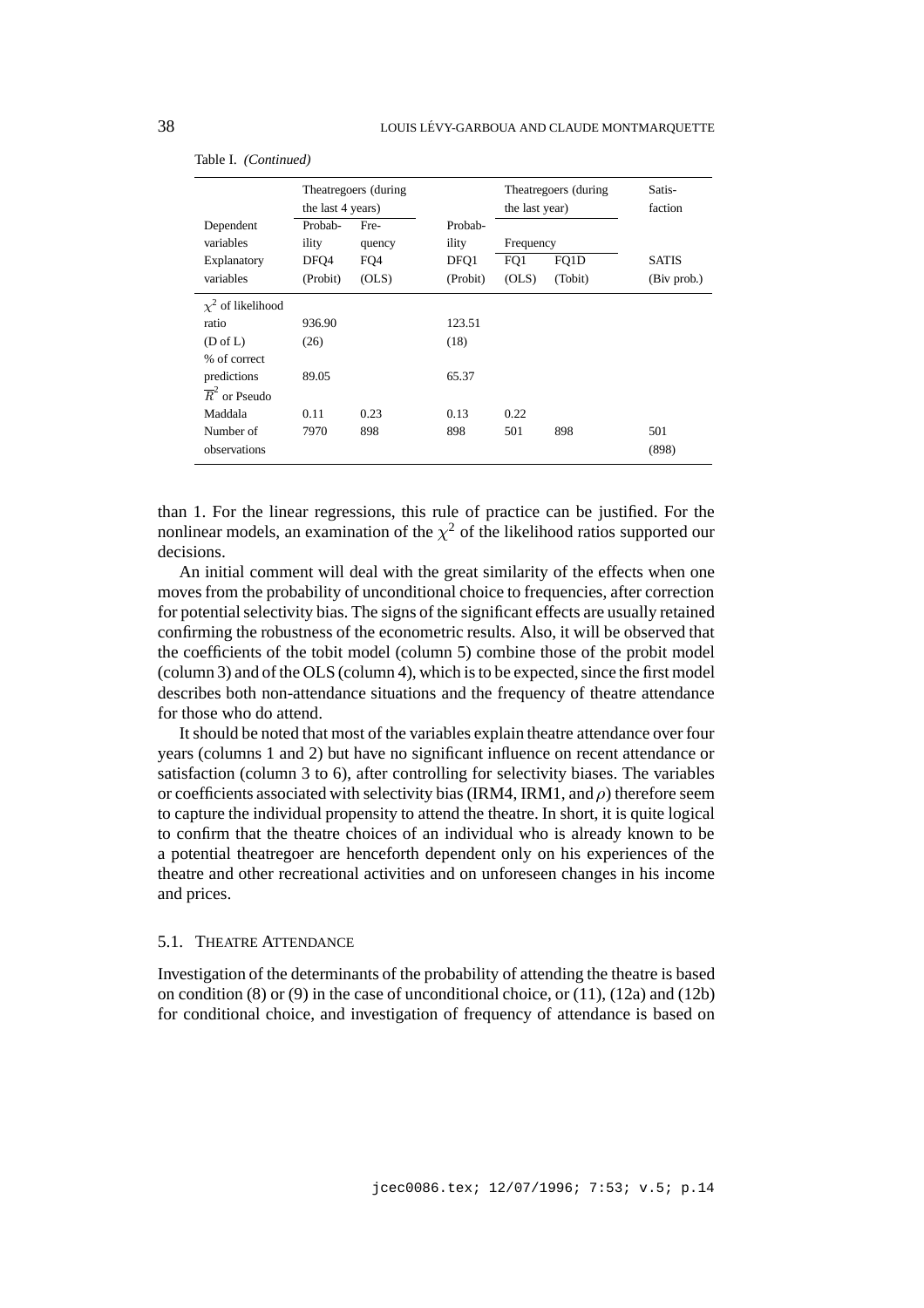Table I. *(Continued)*

| Dependent variables | Theatregoers (during the last 4 years) Probability | Frequency | Probability | Theatregoers (during the last year) Frequency | | Satisfaction |
|---|---|---|---|---|---|---|
| Explanatory variables | DFQ4 (Probit) | FQ4 (OLS) | DFQ1 (Probit) | FQ1 (OLS) | FQ1D (Tobit) | SATIS (Biv prob.) |
| $\chi^2$ of likelihood ratio | 936.90 | | 123.51 | | | |
| (D of L) | (26) | | (18) | | | |
| % of correct predictions | 89.05 | | 65.37 | | | |
| $\overline{R}^2$ or Pseudo Maddala | 0.11 | 0.23 | 0.13 | 0.22 | | |
| Number of observations | 7970 | 898 | 898 | 501 | 898 | 501 (898) |

than 1. For the linear regressions, this rule of practice can be justified. For the nonlinear models, an examination of the $\chi^2$ of the likelihood ratios supported our decisions.

An initial comment will deal with the great similarity of the effects when one moves from the probability of unconditional choice to frequencies, after correction for potential selectivity bias. The signs of the significant effects are usually retained confirming the robustness of the econometric results. Also, it will be observed that the coefficients of the tobit model (column 5) combine those of the probit model (column 3) and of the OLS (column 4), which is to be expected, since the first model describes both non-attendance situations and the frequency of theatre attendance for those who do attend.

It should be noted that most of the variables explain theatre attendance over four years (columns 1 and 2) but have no significant influence on recent attendance or satisfaction (column 3 to 6), after controlling for selectivity biases. The variables or coefficients associated with selectivity bias (IRM4, IRM1, and $\rho$) therefore seem to capture the individual propensity to attend the theatre. In short, it is quite logical to confirm that the theatre choices of an individual who is already known to be a potential theatregoer are henceforth dependent only on his experiences of the theatre and other recreational activities and on unforeseen changes in his income and prices.

### 5.1. Theatre Attendance

Investigation of the determinants of the probability of attending the theatre is based on condition (8) or (9) in the case of unconditional choice, or (11), (12a) and (12b) for conditional choice, and investigation of frequency of attendance is based on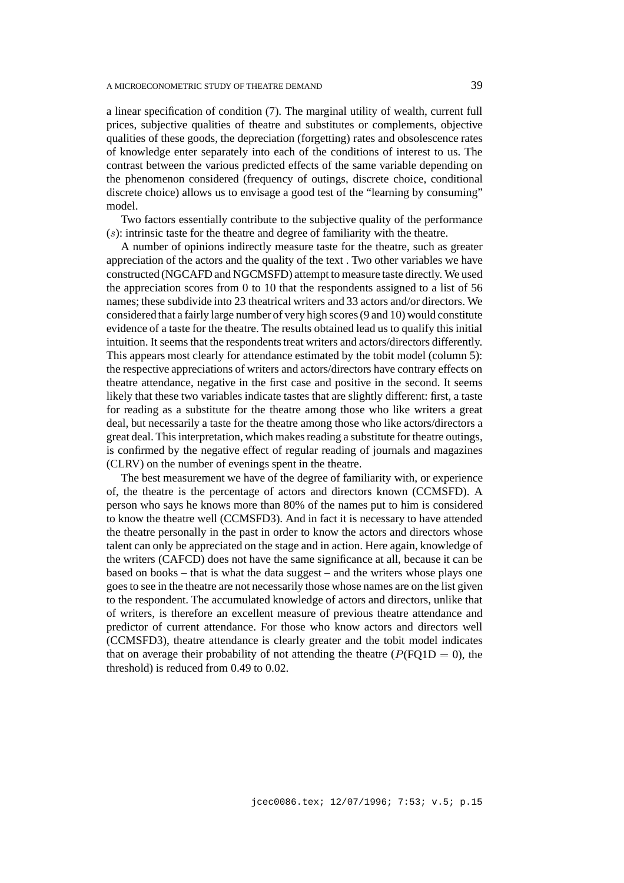a linear specification of condition (7). The marginal utility of wealth, current full prices, subjective qualities of theatre and substitutes or complements, objective qualities of these goods, the depreciation (forgetting) rates and obsolescence rates of knowledge enter separately into each of the conditions of interest to us. The contrast between the various predicted effects of the same variable depending on the phenomenon considered (frequency of outings, discrete choice, conditional discrete choice) allows us to envisage a good test of the "learning by consuming" model.

Two factors essentially contribute to the subjective quality of the performance ($s$): intrinsic taste for the theatre and degree of familiarity with the theatre.

A number of opinions indirectly measure taste for the theatre, such as greater appreciation of the actors and the quality of the text . Two other variables we have constructed (NGCAFD and NGCMSFD) attempt to measure taste directly. We used the appreciation scores from 0 to 10 that the respondents assigned to a list of 56 names; these subdivide into 23 theatrical writers and 33 actors and/or directors. We considered that a fairly large number of very high scores (9 and 10) would constitute evidence of a taste for the theatre. The results obtained lead us to qualify this initial intuition. It seems that the respondents treat writers and actors/directors differently. This appears most clearly for attendance estimated by the tobit model (column 5): the respective appreciations of writers and actors/directors have contrary effects on theatre attendance, negative in the first case and positive in the second. It seems likely that these two variables indicate tastes that are slightly different: first, a taste for reading as a substitute for the theatre among those who like writers a great deal, but necessarily a taste for the theatre among those who like actors/directors a great deal. This interpretation, which makes reading a substitute for theatre outings, is confirmed by the negative effect of regular reading of journals and magazines (CLRV) on the number of evenings spent in the theatre.

The best measurement we have of the degree of familiarity with, or experience of, the theatre is the percentage of actors and directors known (CCMSFD). A person who says he knows more than 80% of the names put to him is considered to know the theatre well (CCMSFD3). And in fact it is necessary to have attended the theatre personally in the past in order to know the actors and directors whose talent can only be appreciated on the stage and in action. Here again, knowledge of the writers (CAFCD) does not have the same significance at all, because it can be based on books – that is what the data suggest – and the writers whose plays one goes to see in the theatre are not necessarily those whose names are on the list given to the respondent. The accumulated knowledge of actors and directors, unlike that of writers, is therefore an excellent measure of previous theatre attendance and predictor of current attendance. For those who know actors and directors well (CCMSFD3), theatre attendance is clearly greater and the tobit model indicates that on average their probability of not attending the theatre ($P(\text{FQ1D} = 0)$, the threshold) is reduced from 0.49 to 0.02.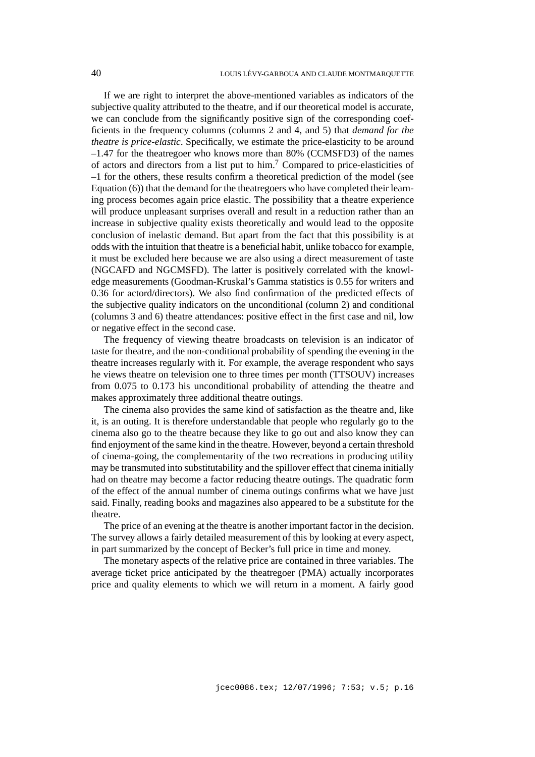If we are right to interpret the above-mentioned variables as indicators of the subjective quality attributed to the theatre, and if our theoretical model is accurate, we can conclude from the significantly positive sign of the corresponding coefficients in the frequency columns (columns 2 and 4, and 5) that *demand for the theatre is price-elastic*. Specifically, we estimate the price-elasticity to be around –1.47 for the theatregoer who knows more than 80% (CCMSFD3) of the names of actors and directors from a list put to him.[7] Compared to price-elasticities of –1 for the others, these results confirm a theoretical prediction of the model (see Equation (6)) that the demand for the theatregoers who have completed their learning process becomes again price elastic. The possibility that a theatre experience will produce unpleasant surprises overall and result in a reduction rather than an increase in subjective quality exists theoretically and would lead to the opposite conclusion of inelastic demand. But apart from the fact that this possibility is at odds with the intuition that theatre is a beneficial habit, unlike tobacco for example, it must be excluded here because we are also using a direct measurement of taste (NGCAFD and NGCMSFD). The latter is positively correlated with the knowledge measurements (Goodman-Kruskal's Gamma statistics is 0.55 for writers and 0.36 for actord/directors). We also find confirmation of the predicted effects of the subjective quality indicators on the unconditional (column 2) and conditional (columns 3 and 6) theatre attendances: positive effect in the first case and nil, low or negative effect in the second case.

The frequency of viewing theatre broadcasts on television is an indicator of taste for theatre, and the non-conditional probability of spending the evening in the theatre increases regularly with it. For example, the average respondent who says he views theatre on television one to three times per month (TTSOUV) increases from 0.075 to 0.173 his unconditional probability of attending the theatre and makes approximately three additional theatre outings.

The cinema also provides the same kind of satisfaction as the theatre and, like it, is an outing. It is therefore understandable that people who regularly go to the cinema also go to the theatre because they like to go out and also know they can find enjoyment of the same kind in the theatre. However, beyond a certain threshold of cinema-going, the complementarity of the two recreations in producing utility may be transmuted into substitutability and the spillover effect that cinema initially had on theatre may become a factor reducing theatre outings. The quadratic form of the effect of the annual number of cinema outings confirms what we have just said. Finally, reading books and magazines also appeared to be a substitute for the theatre.

The price of an evening at the theatre is another important factor in the decision. The survey allows a fairly detailed measurement of this by looking at every aspect, in part summarized by the concept of Becker's full price in time and money.

The monetary aspects of the relative price are contained in three variables. The average ticket price anticipated by the theatregoer (PMA) actually incorporates price and quality elements to which we will return in a moment. A fairly good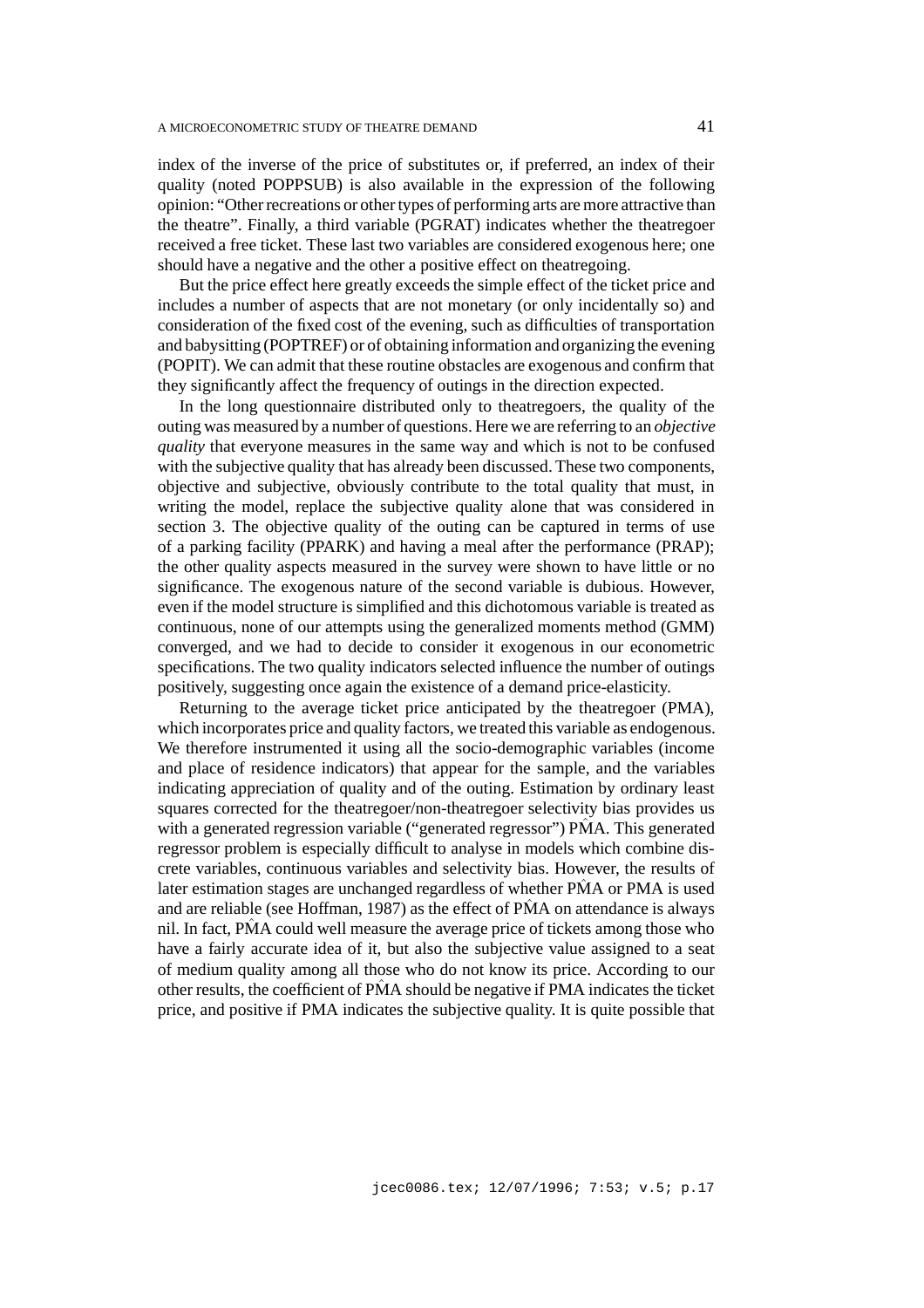index of the inverse of the price of substitutes or, if preferred, an index of their quality (noted POPPSUB) is also available in the expression of the following opinion: "Other recreations or other types of performing arts are more attractive than the theatre". Finally, a third variable (PGRAT) indicates whether the theatregoer received a free ticket. These last two variables are considered exogenous here; one should have a negative and the other a positive effect on theatregoing.

But the price effect here greatly exceeds the simple effect of the ticket price and includes a number of aspects that are not monetary (or only incidentally so) and consideration of the fixed cost of the evening, such as difficulties of transportation and babysitting (POPTREF) or of obtaining information and organizing the evening (POPIT). We can admit that these routine obstacles are exogenous and confirm that they significantly affect the frequency of outings in the direction expected.

In the long questionnaire distributed only to theatregoers, the quality of the outing was measured by a number of questions. Here we are referring to an *objective quality* that everyone measures in the same way and which is not to be confused with the subjective quality that has already been discussed. These two components, objective and subjective, obviously contribute to the total quality that must, in writing the model, replace the subjective quality alone that was considered in section 3. The objective quality of the outing can be captured in terms of use of a parking facility (PPARK) and having a meal after the performance (PRAP); the other quality aspects measured in the survey were shown to have little or no significance. The exogenous nature of the second variable is dubious. However, even if the model structure is simplified and this dichotomous variable is treated as continuous, none of our attempts using the generalized moments method (GMM) converged, and we had to decide to consider it exogenous in our econometric specifications. The two quality indicators selected influence the number of outings positively, suggesting once again the existence of a demand price-elasticity.

Returning to the average ticket price anticipated by the theatregoer (PMA), which incorporates price and quality factors, we treated this variable as endogenous. We therefore instrumented it using all the socio-demographic variables (income and place of residence indicators) that appear for the sample, and the variables indicating appreciation of quality and of the outing. Estimation by ordinary least squares corrected for the theatregoer/non-theatregoer selectivity bias provides us with a generated regression variable ("generated regressor") $\hat{\text{PMA}}$. This generated regressor problem is especially difficult to analyse in models which combine discrete variables, continuous variables and selectivity bias. However, the results of later estimation stages are unchanged regardless of whether $\hat{\text{PMA}}$ or PMA is used and are reliable (see Hoffman, 1987) as the effect of $\hat{\text{PMA}}$ on attendance is always nil. In fact, $\hat{\text{PMA}}$ could well measure the average price of tickets among those who have a fairly accurate idea of it, but also the subjective value assigned to a seat of medium quality among all those who do not know its price. According to our other results, the coefficient of $\hat{\text{PMA}}$ should be negative if PMA indicates the ticket price, and positive if PMA indicates the subjective quality. It is quite possible that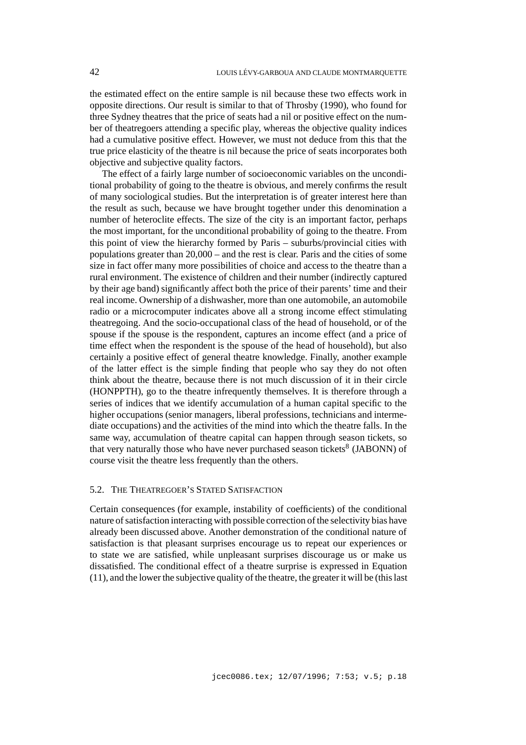the estimated effect on the entire sample is nil because these two effects work in opposite directions. Our result is similar to that of Throsby (1990), who found for three Sydney theatres that the price of seats had a nil or positive effect on the number of theatregoers attending a specific play, whereas the objective quality indices had a cumulative positive effect. However, we must not deduce from this that the true price elasticity of the theatre is nil because the price of seats incorporates both objective and subjective quality factors.

The effect of a fairly large number of socioeconomic variables on the unconditional probability of going to the theatre is obvious, and merely confirms the result of many sociological studies. But the interpretation is of greater interest here than the result as such, because we have brought together under this denomination a number of heteroclite effects. The size of the city is an important factor, perhaps the most important, for the unconditional probability of going to the theatre. From this point of view the hierarchy formed by Paris – suburbs/provincial cities with populations greater than 20,000 – and the rest is clear. Paris and the cities of some size in fact offer many more possibilities of choice and access to the theatre than a rural environment. The existence of children and their number (indirectly captured by their age band) significantly affect both the price of their parents' time and their real income. Ownership of a dishwasher, more than one automobile, an automobile radio or a microcomputer indicates above all a strong income effect stimulating theatregoing. And the socio-occupational class of the head of household, or of the spouse if the spouse is the respondent, captures an income effect (and a price of time effect when the respondent is the spouse of the head of household), but also certainly a positive effect of general theatre knowledge. Finally, another example of the latter effect is the simple finding that people who say they do not often think about the theatre, because there is not much discussion of it in their circle (HONPPTH), go to the theatre infrequently themselves. It is therefore through a series of indices that we identify accumulation of a human capital specific to the higher occupations (senior managers, liberal professions, technicians and intermediate occupations) and the activities of the mind into which the theatre falls. In the same way, accumulation of theatre capital can happen through season tickets, so that very naturally those who have never purchased season tickets[8] (JABONN) of course visit the theatre less frequently than the others.

### 5.2. The Theatregoer's Stated Satisfaction

Certain consequences (for example, instability of coefficients) of the conditional nature of satisfaction interacting with possible correction of the selectivity bias have already been discussed above. Another demonstration of the conditional nature of satisfaction is that pleasant surprises encourage us to repeat our experiences or to state we are satisfied, while unpleasant surprises discourage us or make us dissatisfied. The conditional effect of a theatre surprise is expressed in Equation (11), and the lower the subjective quality of the theatre, the greater it will be (this last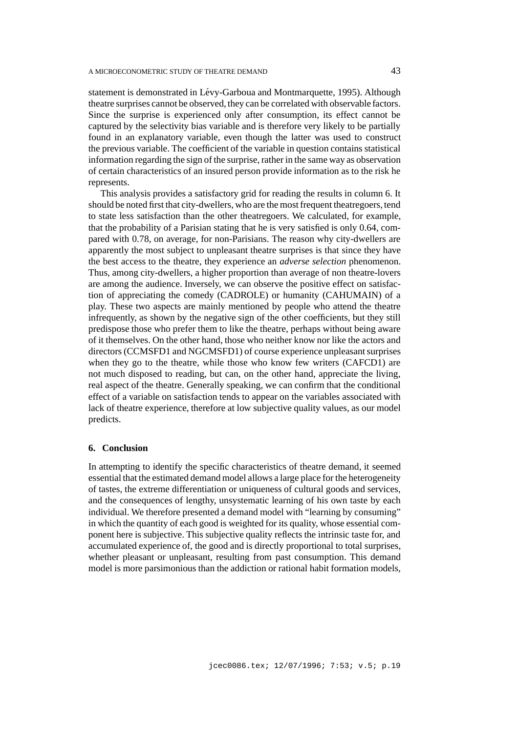statement is demonstrated in Lévy-Garboua and Montmarquette, 1995). Although theatre surprises cannot be observed, they can be correlated with observable factors. Since the surprise is experienced only after consumption, its effect cannot be captured by the selectivity bias variable and is therefore very likely to be partially found in an explanatory variable, even though the latter was used to construct the previous variable. The coefficient of the variable in question contains statistical information regarding the sign of the surprise, rather in the same way as observation of certain characteristics of an insured person provide information as to the risk he represents.

This analysis provides a satisfactory grid for reading the results in column 6. It should be noted first that city-dwellers, who are the most frequent theatregoers, tend to state less satisfaction than the other theatregoers. We calculated, for example, that the probability of a Parisian stating that he is very satisfied is only 0.64, compared with 0.78, on average, for non-Parisians. The reason why city-dwellers are apparently the most subject to unpleasant theatre surprises is that since they have the best access to the theatre, they experience an *adverse selection* phenomenon. Thus, among city-dwellers, a higher proportion than average of non theatre-lovers are among the audience. Inversely, we can observe the positive effect on satisfaction of appreciating the comedy (CADROLE) or humanity (CAHUMAIN) of a play. These two aspects are mainly mentioned by people who attend the theatre infrequently, as shown by the negative sign of the other coefficients, but they still predispose those who prefer them to like the theatre, perhaps without being aware of it themselves. On the other hand, those who neither know nor like the actors and directors (CCMSFD1 and NGCMSFD1) of course experience unpleasant surprises when they go to the theatre, while those who know few writers (CAFCD1) are not much disposed to reading, but can, on the other hand, appreciate the living, real aspect of the theatre. Generally speaking, we can confirm that the conditional effect of a variable on satisfaction tends to appear on the variables associated with lack of theatre experience, therefore at low subjective quality values, as our model predicts.

## 6. Conclusion

In attempting to identify the specific characteristics of theatre demand, it seemed essential that the estimated demand model allows a large place for the heterogeneity of tastes, the extreme differentiation or uniqueness of cultural goods and services, and the consequences of lengthy, unsystematic learning of his own taste by each individual. We therefore presented a demand model with "learning by consuming" in which the quantity of each good is weighted for its quality, whose essential component here is subjective. This subjective quality reflects the intrinsic taste for, and accumulated experience of, the good and is directly proportional to total surprises, whether pleasant or unpleasant, resulting from past consumption. This demand model is more parsimonious than the addiction or rational habit formation models,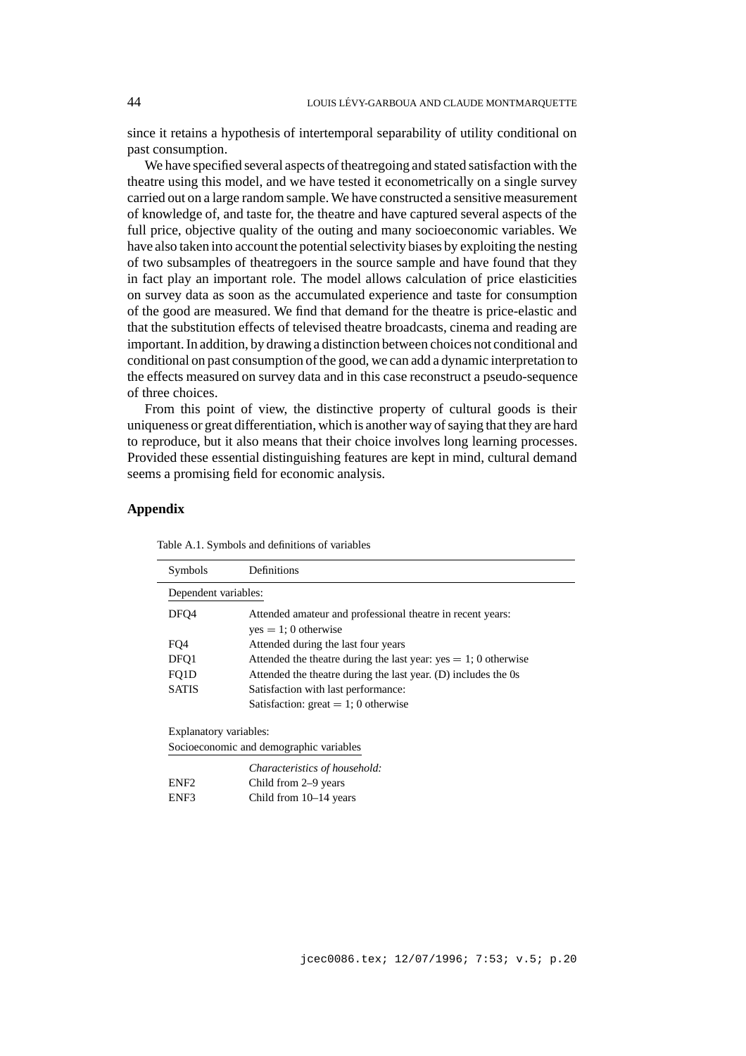since it retains a hypothesis of intertemporal separability of utility conditional on past consumption.

We have specified several aspects of theatregoing and stated satisfaction with the theatre using this model, and we have tested it econometrically on a single survey carried out on a large random sample. We have constructed a sensitive measurement of knowledge of, and taste for, the theatre and have captured several aspects of the full price, objective quality of the outing and many socioeconomic variables. We have also taken into account the potential selectivity biases by exploiting the nesting of two subsamples of theatregoers in the source sample and have found that they in fact play an important role. The model allows calculation of price elasticities on survey data as soon as the accumulated experience and taste for consumption of the good are measured. We find that demand for the theatre is price-elastic and that the substitution effects of televised theatre broadcasts, cinema and reading are important. In addition, by drawing a distinction between choices not conditional and conditional on past consumption of the good, we can add a dynamic interpretation to the effects measured on survey data and in this case reconstruct a pseudo-sequence of three choices.

From this point of view, the distinctive property of cultural goods is their uniqueness or great differentiation, which is another way of saying that they are hard to reproduce, but it also means that their choice involves long learning processes. Provided these essential distinguishing features are kept in mind, cultural demand seems a promising field for economic analysis.

## Appendix

Table A.1. Symbols and definitions of variables

| Symbols | Definitions |
|---|---|
| Dependent variables: | |
| DFQ4 | Attended amateur and professional theatre in recent years: yes = 1; 0 otherwise |
| FQ4 | Attended during the last four years |
| DFQ1 | Attended the theatre during the last year: yes = 1; 0 otherwise |
| FQ1D | Attended the theatre during the last year. (D) includes the 0s |
| SATIS | Satisfaction with last performance: Satisfaction: great = 1; 0 otherwise |
| Explanatory variables: | |
| Socioeconomic and demographic variables | |
| | *Characteristics of household:* |
| ENF2 | Child from 2–9 years |
| ENF3 | Child from 10–14 years |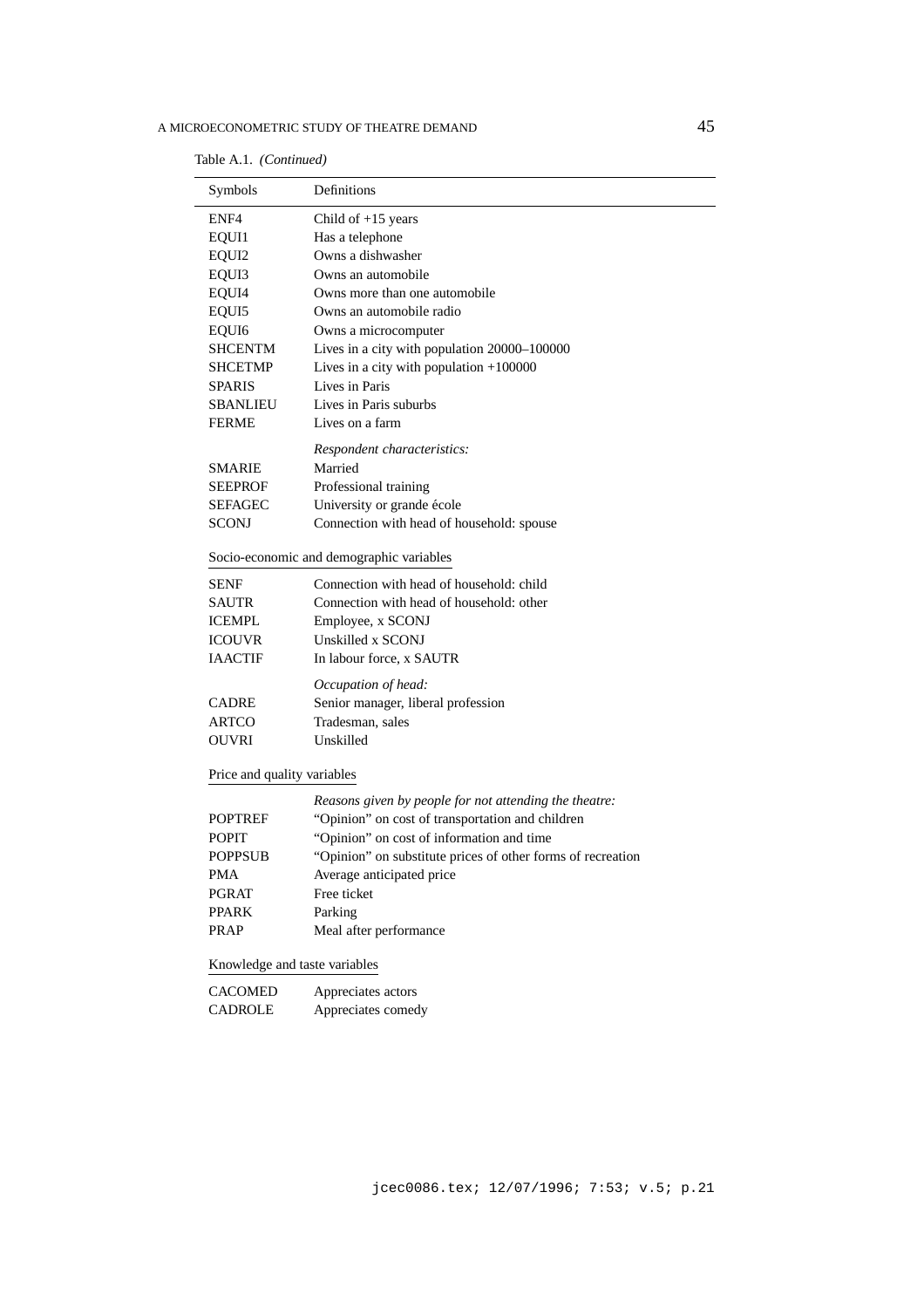Table A.1. *(Continued)*

| Symbols | Definitions |
|---|---|
| ENF4 | Child of +15 years |
| EQUI1 | Has a telephone |
| EQUI2 | Owns a dishwasher |
| EQUI3 | Owns an automobile |
| EQUI4 | Owns more than one automobile |
| EQUI5 | Owns an automobile radio |
| EQUI6 | Owns a microcomputer |
| SHCENTM | Lives in a city with population 20000–100000 |
| SHCETMP | Lives in a city with population +100000 |
| SPARIS | Lives in Paris |
| SBANLIEU | Lives in Paris suburbs |
| FERME | Lives on a farm |
| | *Respondent characteristics:* |
| SMARIE | Married |
| SEEPROF | Professional training |
| SEFAGEC | University or grande école |
| SCONJ | Connection with head of household: spouse |
| Socio-economic and demographic variables | |
| SENF | Connection with head of household: child |
| SAUTR | Connection with head of household: other |
| ICEMPL | Employee, x SCONJ |
| ICOUVR | Unskilled x SCONJ |
| IAACTIF | In labour force, x SAUTR |
| | *Occupation of head:* |
| CADRE | Senior manager, liberal profession |
| ARTCO | Tradesman, sales |
| OUVRI | Unskilled |
| Price and quality variables | |
| | *Reasons given by people for not attending the theatre:* |
| POPTREF | "Opinion" on cost of transportation and children |
| POPIT | "Opinion" on cost of information and time |
| POPPSUB | "Opinion" on substitute prices of other forms of recreation |
| PMA | Average anticipated price |
| PGRAT | Free ticket |
| PPARK | Parking |
| PRAP | Meal after performance |
| Knowledge and taste variables | |
| CACOMED | Appreciates actors |
| CADROLE | Appreciates comedy |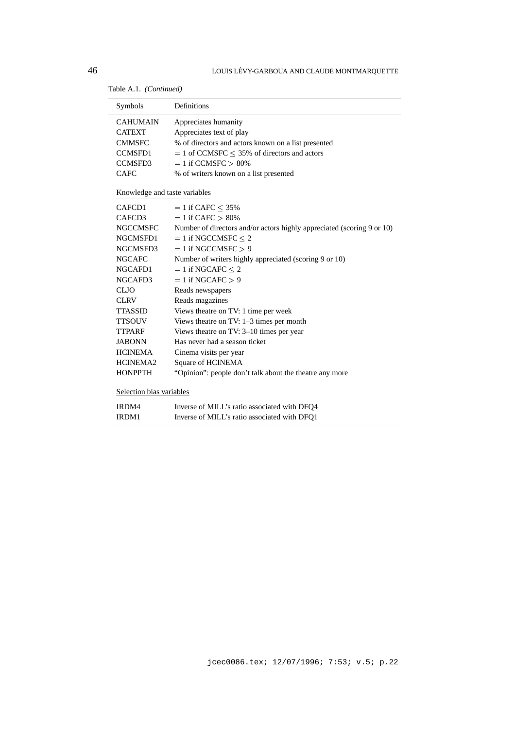Table A.1. *(Continued)*

| Symbols | Definitions |
|---|---|
| CAHUMAIN | Appreciates humanity |
| CATEXT | Appreciates text of play |
| CMMSFC | % of directors and actors known on a list presented |
| CCMSFD1 | $= 1$ of CCMSFC $\leq 35\%$ of directors and actors |
| CCMSFD3 | $= 1$ if CCMSFC $> 80\%$ |
| CAFC | % of writers known on a list presented |
| Knowledge and taste variables | |
| CAFCD1 | $= 1$ if CAFC $\leq 35\%$ |
| CAFCD3 | $= 1$ if CAFC $> 80\%$ |
| NGCCMSFC | Number of directors and/or actors highly appreciated (scoring 9 or 10) |
| NGCMSFD1 | $= 1$ if NGCCMSFC $\leq 2$ |
| NGCMSFD3 | $= 1$ if NGCCMSFC $> 9$ |
| NGCAFC | Number of writers highly appreciated (scoring 9 or 10) |
| NGCAFD1 | $= 1$ if NGCAFC $\leq 2$ |
| NGCAFD3 | $= 1$ if NGCAFC $> 9$ |
| CLJO | Reads newspapers |
| CLRV | Reads magazines |
| TTASSID | Views theatre on TV: 1 time per week |
| TTSOUV | Views theatre on TV: 1–3 times per month |
| TTPARF | Views theatre on TV: 3–10 times per year |
| JABONN | Has never had a season ticket |
| HCINEMA | Cinema visits per year |
| HCINEMA2 | Square of HCINEMA |
| HONPPTH | "Opinion": people don't talk about the theatre any more |
| Selection bias variables | |
| IRDM4 | Inverse of MILL's ratio associated with DFQ4 |
| IRDM1 | Inverse of MILL's ratio associated with DFQ1 |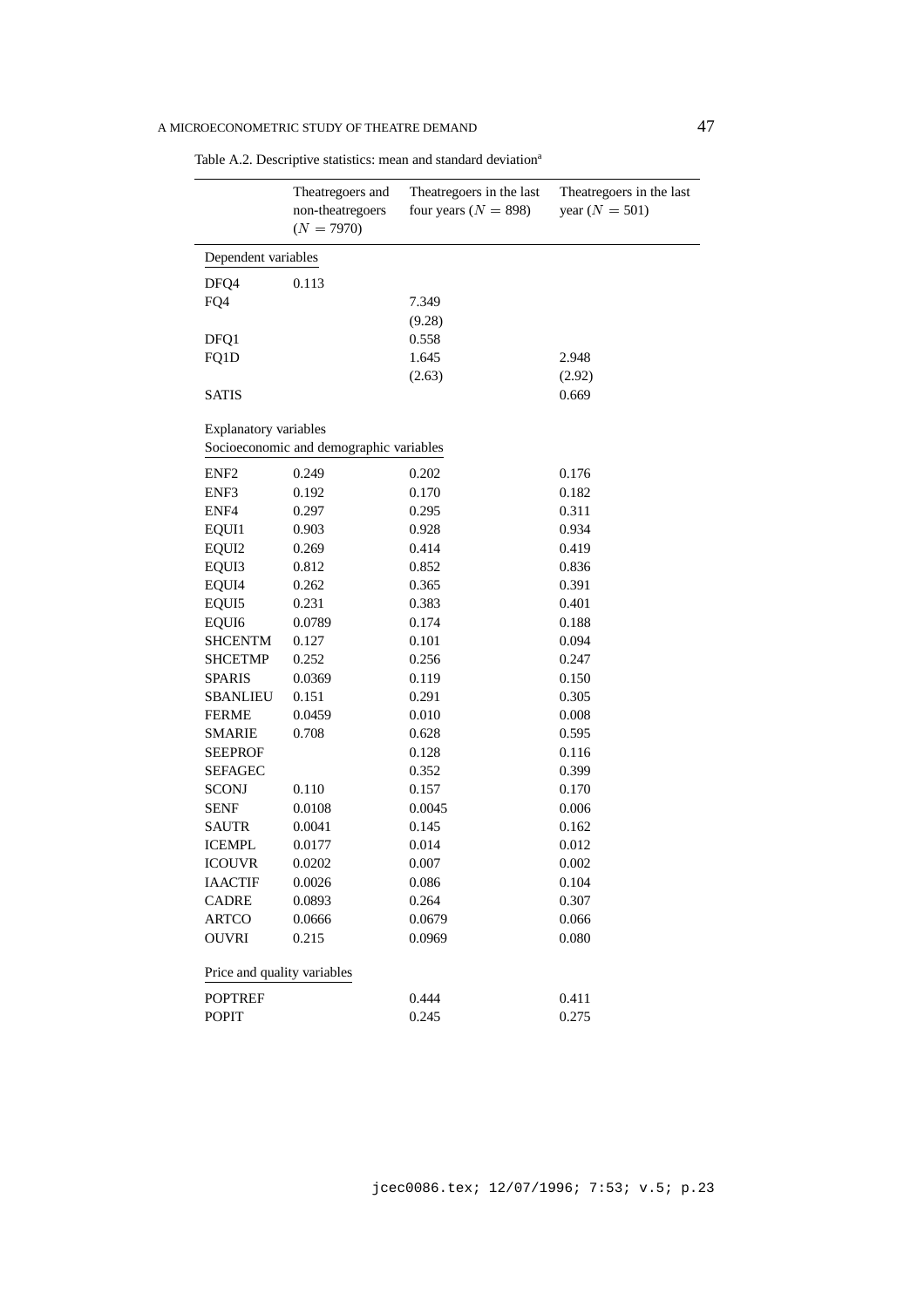Table A.2. Descriptive statistics: mean and standard deviation[a]

| | Theatregoers and non-theatregoers ($N = 7970$) | Theatregoers in the last four years ($N = 898$) | Theatregoers in the last year ($N = 501$) |
|---|---|---|---|
| Dependent variables | | | |
| DFQ4 | 0.113 | | |
| FQ4 | | 7.349 | |
| | | (9.28) | |
| DFQ1 | | 0.558 | |
| FQ1D | | 1.645 | 2.948 |
| | | (2.63) | (2.92) |
| SATIS | | | 0.669 |
| Explanatory variables | | | |
| Socioeconomic and demographic variables | | | |
| ENF2 | 0.249 | 0.202 | 0.176 |
| ENF3 | 0.192 | 0.170 | 0.182 |
| ENF4 | 0.297 | 0.295 | 0.311 |
| EQUI1 | 0.903 | 0.928 | 0.934 |
| EQUI2 | 0.269 | 0.414 | 0.419 |
| EQUI3 | 0.812 | 0.852 | 0.836 |
| EQUI4 | 0.262 | 0.365 | 0.391 |
| EQUI5 | 0.231 | 0.383 | 0.401 |
| EQUI6 | 0.0789 | 0.174 | 0.188 |
| SHCENTM | 0.127 | 0.101 | 0.094 |
| SHCETMP | 0.252 | 0.256 | 0.247 |
| SPARIS | 0.0369 | 0.119 | 0.150 |
| SBANLIEU | 0.151 | 0.291 | 0.305 |
| FERME | 0.0459 | 0.010 | 0.008 |
| SMARIE | 0.708 | 0.628 | 0.595 |
| SEEPROF | | 0.128 | 0.116 |
| SEFAGEC | | 0.352 | 0.399 |
| SCONJ | 0.110 | 0.157 | 0.170 |
| SENF | 0.0108 | 0.0045 | 0.006 |
| SAUTR | 0.0041 | 0.145 | 0.162 |
| ICEMPL | 0.0177 | 0.014 | 0.012 |
| ICOUVR | 0.0202 | 0.007 | 0.002 |
| IAACTIF | 0.0026 | 0.086 | 0.104 |
| CADRE | 0.0893 | 0.264 | 0.307 |
| ARTCO | 0.0666 | 0.0679 | 0.066 |
| OUVRI | 0.215 | 0.0969 | 0.080 |
| Price and quality variables | | | |
| POPTREF | | 0.444 | 0.411 |
| POPIT | | 0.245 | 0.275 |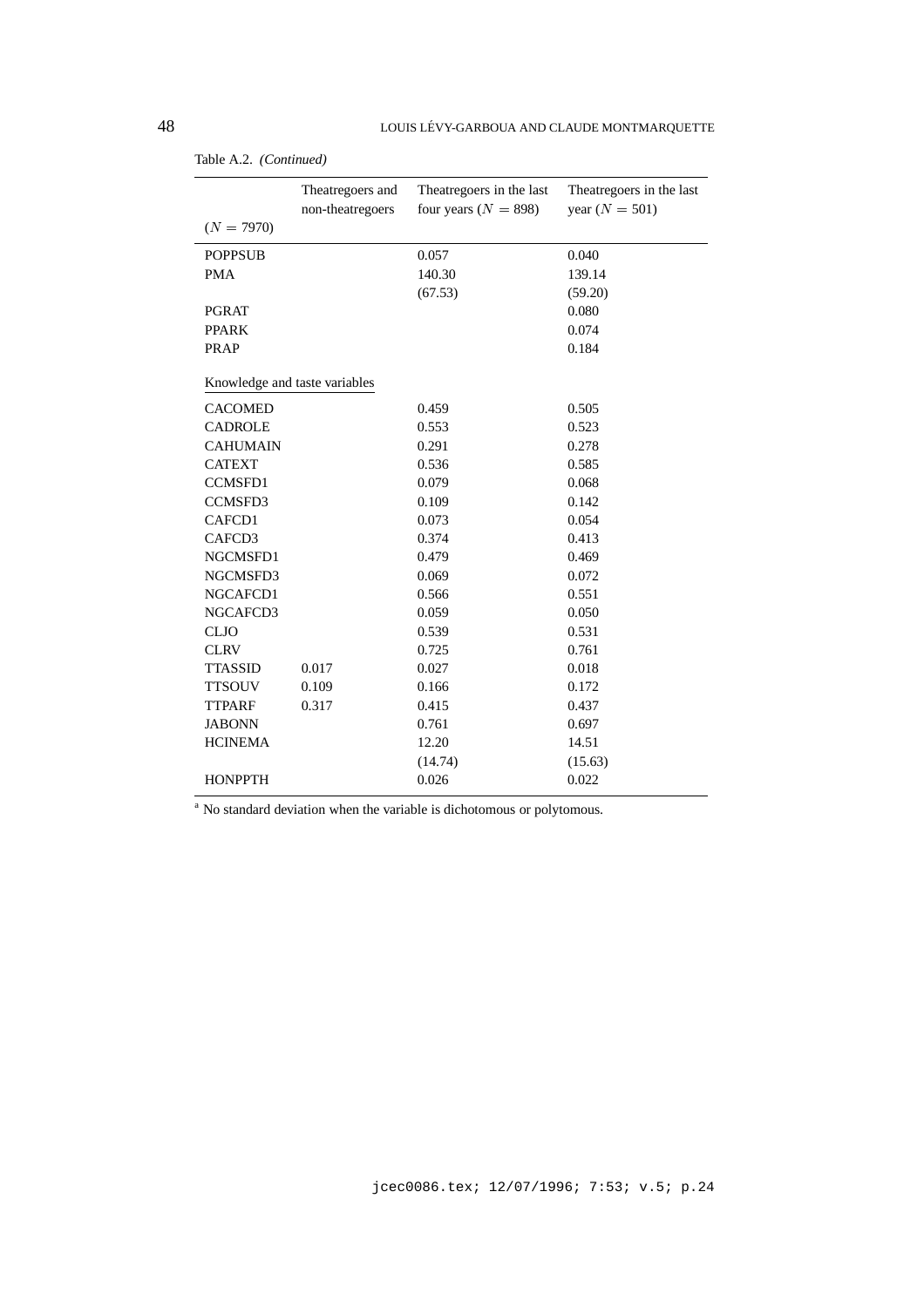Table A.2. *(Continued)*

| ($N$ = 7970) | Theatregoers and non-theatregoers | Theatregoers in the last four years ($N$ = 898) | Theatregoers in the last year ($N$ = 501) |
|---|---|---|---|
| POPPSUB | | 0.057 | 0.040 |
| PMA | | 140.30 | 139.14 |
| | | (67.53) | (59.20) |
| PGRAT | | | 0.080 |
| PPARK | | | 0.074 |
| PRAP | | | 0.184 |
| Knowledge and taste variables | | | |
| CACOMED | | 0.459 | 0.505 |
| CADROLE | | 0.553 | 0.523 |
| CAHUMAIN | | 0.291 | 0.278 |
| CATEXT | | 0.536 | 0.585 |
| CCMSFD1 | | 0.079 | 0.068 |
| CCMSFD3 | | 0.109 | 0.142 |
| CAFCD1 | | 0.073 | 0.054 |
| CAFCD3 | | 0.374 | 0.413 |
| NGCMSFD1 | | 0.479 | 0.469 |
| NGCMSFD3 | | 0.069 | 0.072 |
| NGCAFCD1 | | 0.566 | 0.551 |
| NGCAFCD3 | | 0.059 | 0.050 |
| CLJO | | 0.539 | 0.531 |
| CLRV | | 0.725 | 0.761 |
| TTASSID | 0.017 | 0.027 | 0.018 |
| TTSOUV | 0.109 | 0.166 | 0.172 |
| TTPARF | 0.317 | 0.415 | 0.437 |
| JABONN | | 0.761 | 0.697 |
| HCINEMA | | 12.20 | 14.51 |
| | | (14.74) | (15.63) |
| HONPPTH | | 0.026 | 0.022 |

[a] No standard deviation when the variable is dichotomous or polytomous.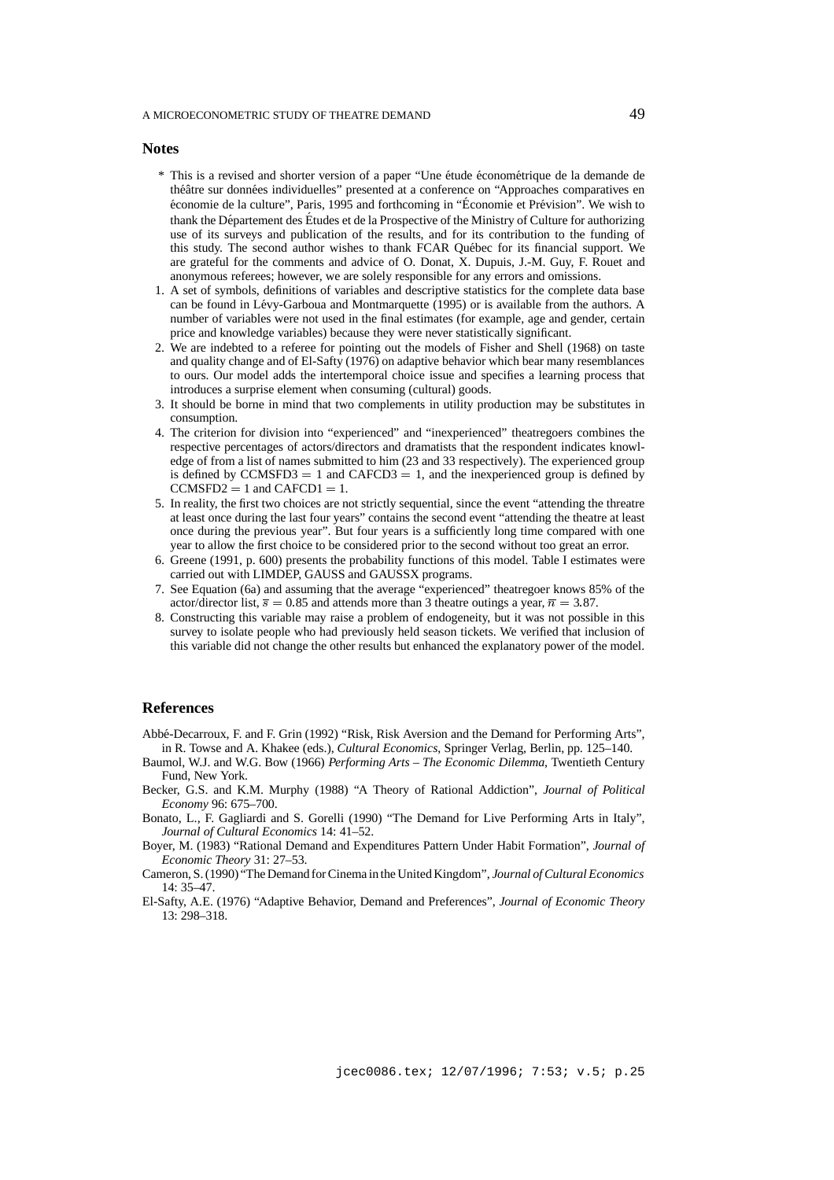## Notes

\* This is a revised and shorter version of a paper "Une étude économétrique de la demande de théâtre sur données individuelles" presented at a conference on "Approaches comparatives en économie de la culture", Paris, 1995 and forthcoming in "Économie et Prévision". We wish to thank the Département des Études et de la Prospective of the Ministry of Culture for authorizing use of its surveys and publication of the results, and for its contribution to the funding of this study. The second author wishes to thank FCAR Québec for its financial support. We are grateful for the comments and advice of O. Donat, X. Dupuis, J.-M. Guy, F. Rouet and anonymous referees; however, we are solely responsible for any errors and omissions.

1. A set of symbols, definitions of variables and descriptive statistics for the complete data base can be found in Lévy-Garboua and Montmarquette (1995) or is available from the authors. A number of variables were not used in the final estimates (for example, age and gender, certain price and knowledge variables) because they were never statistically significant.
2. We are indebted to a referee for pointing out the models of Fisher and Shell (1968) on taste and quality change and of El-Safty (1976) on adaptive behavior which bear many resemblances to ours. Our model adds the intertemporal choice issue and specifies a learning process that introduces a surprise element when consuming (cultural) goods.
3. It should be borne in mind that two complements in utility production may be substitutes in consumption.
4. The criterion for division into "experienced" and "inexperienced" theatregoers combines the respective percentages of actors/directors and dramatists that the respondent indicates knowledge of from a list of names submitted to him (23 and 33 respectively). The experienced group is defined by CCMSFD3 $= 1$ and CAFCD3 $= 1$, and the inexperienced group is defined by CCMSFD2 $= 1$ and CAFCD1 $= 1$.
5. In reality, the first two choices are not strictly sequential, since the event "attending the threatre at least once during the last four years" contains the second event "attending the theatre at least once during the previous year". But four years is a sufficiently long time compared with one year to allow the first choice to be considered prior to the second without too great an error.
6. Greene (1991, p. 600) presents the probability functions of this model. Table I estimates were carried out with LIMDEP, GAUSS and GAUSSX programs.
7. See Equation (6a) and assuming that the average "experienced" theatregoer knows 85% of the actor/director list, $\overline{s} = 0.85$ and attends more than 3 theatre outings a year, $\overline{n} = 3.87$.
8. Constructing this variable may raise a problem of endogeneity, but it was not possible in this survey to isolate people who had previously held season tickets. We verified that inclusion of this variable did not change the other results but enhanced the explanatory power of the model.

## References

Abbé-Decarroux, F. and F. Grin (1992) "Risk, Risk Aversion and the Demand for Performing Arts", in R. Towse and A. Khakee (eds.), *Cultural Economics*, Springer Verlag, Berlin, pp. 125–140.

Baumol, W.J. and W.G. Bow (1966) *Performing Arts – The Economic Dilemma*, Twentieth Century Fund, New York.

Becker, G.S. and K.M. Murphy (1988) "A Theory of Rational Addiction", *Journal of Political Economy* 96: 675–700.

Bonato, L., F. Gagliardi and S. Gorelli (1990) "The Demand for Live Performing Arts in Italy", *Journal of Cultural Economics* 14: 41–52.

Boyer, M. (1983) "Rational Demand and Expenditures Pattern Under Habit Formation", *Journal of Economic Theory* 31: 27–53.

Cameron, S. (1990) "The Demand for Cinema in the United Kingdom", *Journal of Cultural Economics* 14: 35–47.

El-Safty, A.E. (1976) "Adaptive Behavior, Demand and Preferences", *Journal of Economic Theory* 13: 298–318.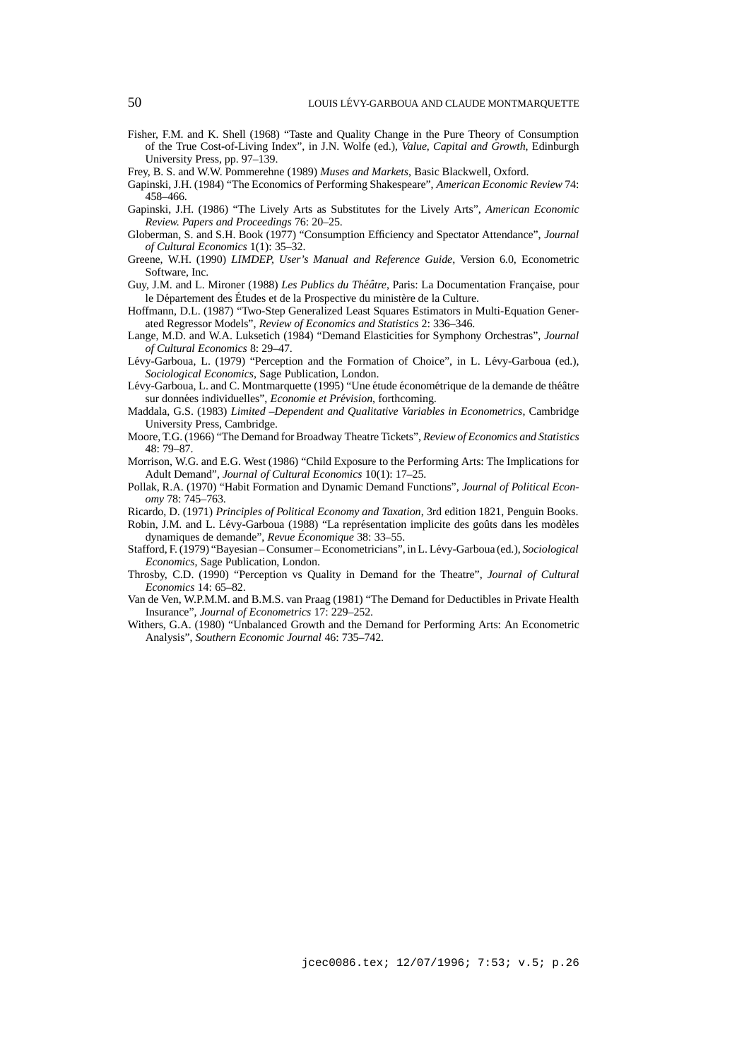Fisher, F.M. and K. Shell (1968) "Taste and Quality Change in the Pure Theory of Consumption of the True Cost-of-Living Index", in J.N. Wolfe (ed.), *Value, Capital and Growth*, Edinburgh University Press, pp. 97–139.

Frey, B. S. and W.W. Pommerehne (1989) *Muses and Markets*, Basic Blackwell, Oxford.

Gapinski, J.H. (1984) "The Economics of Performing Shakespeare", *American Economic Review* 74: 458–466.

Gapinski, J.H. (1986) "The Lively Arts as Substitutes for the Lively Arts", *American Economic Review. Papers and Proceedings* 76: 20–25.

Globerman, S. and S.H. Book (1977) "Consumption Efficiency and Spectator Attendance", *Journal of Cultural Economics* 1(1): 35–32.

Greene, W.H. (1990) *LIMDEP, User's Manual and Reference Guide*, Version 6.0, Econometric Software, Inc.

Guy, J.M. and L. Mironer (1988) *Les Publics du Théâtre*, Paris: La Documentation Française, pour le Département des Études et de la Prospective du ministère de la Culture.

Hoffmann, D.L. (1987) "Two-Step Generalized Least Squares Estimators in Multi-Equation Generated Regressor Models", *Review of Economics and Statistics* 2: 336–346.

Lange, M.D. and W.A. Luksetich (1984) "Demand Elasticities for Symphony Orchestras", *Journal of Cultural Economics* 8: 29–47.

Lévy-Garboua, L. (1979) "Perception and the Formation of Choice", in L. Lévy-Garboua (ed.), *Sociological Economics*, Sage Publication, London.

Lévy-Garboua, L. and C. Montmarquette (1995) "Une étude économétrique de la demande de théâtre sur données individuelles", *Economie et Prévision*, forthcoming.

Maddala, G.S. (1983) *Limited –Dependent and Qualitative Variables in Econometrics*, Cambridge University Press, Cambridge.

Moore, T.G. (1966) "The Demand for Broadway Theatre Tickets", *Review of Economics and Statistics* 48: 79–87.

Morrison, W.G. and E.G. West (1986) "Child Exposure to the Performing Arts: The Implications for Adult Demand", *Journal of Cultural Economics* 10(1): 17–25.

Pollak, R.A. (1970) "Habit Formation and Dynamic Demand Functions", *Journal of Political Economy* 78: 745–763.

Ricardo, D. (1971) *Principles of Political Economy and Taxation*, 3rd edition 1821, Penguin Books.

Robin, J.M. and L. Lévy-Garboua (1988) "La représentation implicite des goûts dans les modèles dynamiques de demande", *Revue Économique* 38: 33–55.

Stafford, F. (1979) "Bayesian – Consumer – Econometricians", in L. Lévy-Garboua (ed.), *Sociological Economics*, Sage Publication, London.

Throsby, C.D. (1990) "Perception vs Quality in Demand for the Theatre", *Journal of Cultural Economics* 14: 65–82.

Van de Ven, W.P.M.M. and B.M.S. van Praag (1981) "The Demand for Deductibles in Private Health Insurance", *Journal of Econometrics* 17: 229–252.

Withers, G.A. (1980) "Unbalanced Growth and the Demand for Performing Arts: An Econometric Analysis", *Southern Economic Journal* 46: 735–742.